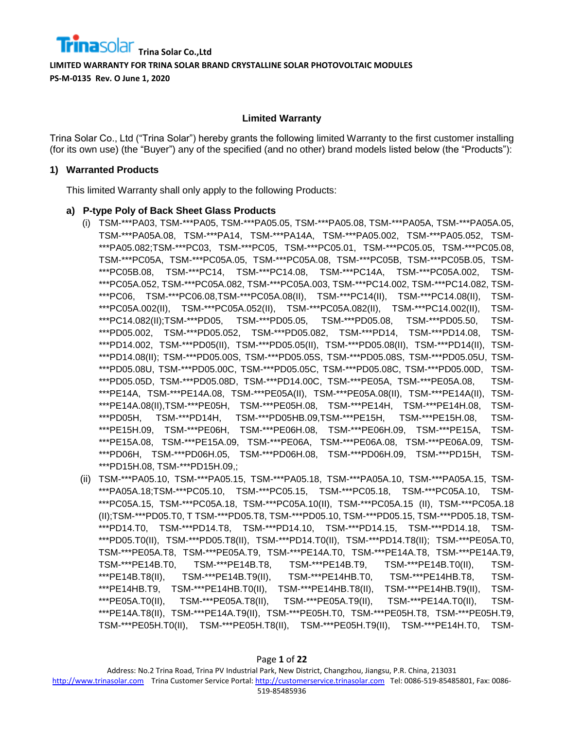**Trinasolar Trina Solar Co.,Ltd**

**LIMITED WARRANTY FOR TRINA SOLAR BRAND CRYSTALLINE SOLAR PHOTOVOLTAIC MODULES**

**PS-M-0135 Rev. O June 1, 2020**

## Limited Warranty

Trina Solar Co., Ltd ("Trina Solar") hereby grants the following limited Warranty to the first customer installing (for its own use) (the "Buyer") any of the specified (and no other) brand models listed below (the "Products"):

### 1) Warranted Products

This limited Warranty shall only apply to the following Products:

**a) P-type Poly of Back Sheet Glass Products**

(i) TSM-***PA03, TSM-***PA05, TSM-***PA05.05, TSM-***PA05.08, TSM-***PA05A, TSM-***PA05A.05, TSM-***PA05A.08, TSM-***PA14, TSM-***PA14A, TSM-***PA05.002, TSM-***PA05.052, TSM-***PA05.082;TSM-***PC03, TSM-***PC05, TSM-***PC05.01, TSM-***PC05.05, TSM-***PC05.08, TSM-***PC05A, TSM-***PC05A.05, TSM-***PC05A.08, TSM-***PC05B, TSM-***PC05B.05, TSM-***PC05B.08, TSM-***PC14, TSM-***PC14.08, TSM-***PC14A, TSM-***PC05A.002, TSM-***PC05A.052, TSM-***PC05A.082, TSM-***PC05A.003, TSM-***PC14.002, TSM-***PC14.082, TSM-***PC06, TSM-***PC06.08,TSM-***PC05A.08(II), TSM-***PC14(II), TSM-***PC14.08(II), TSM-***PC05A.002(II), TSM-***PC05A.052(II), TSM-***PC05A.082(II), TSM-***PC14.002(II), TSM-***PC14.082(II);TSM-***PD05, TSM-***PD05.05, TSM-***PD05.08, TSM-***PD05.50, TSM-***PD05.002, TSM-***PD05.052, TSM-***PD05.082, TSM-***PD14, TSM-***PD14.08, TSM-***PD14.002, TSM-***PD05(II), TSM-***PD05.05(II), TSM-***PD05.08(II), TSM-***PD14(II), TSM-***PD14.08(II); TSM-***PD05.00S, TSM-***PD05.05S, TSM-***PD05.08S, TSM-***PD05.05U, TSM-***PD05.08U, TSM-***PD05.00C, TSM-***PD05.05C, TSM-***PD05.08C, TSM-***PD05.00D, TSM-***PD05.05D, TSM-***PD05.08D, TSM-***PD14.00C, TSM-***PE05A, TSM-***PE05A.08, TSM-***PE14A, TSM-***PE14A.08, TSM-***PE05A(II), TSM-***PE05A.08(II), TSM-***PE14A(II), TSM-***PE14A.08(II),TSM-***PE05H, TSM-***PE05H.08, TSM-***PE14H, TSM-***PE14H.08, TSM-***PD05H, TSM-***PD14H, TSM-***PD05HB.09,TSM-***PE15H, TSM-***PE15H.08, TSM-***PE15H.09, TSM-***PE06H, TSM-***PE06H.08, TSM-***PE06H.09, TSM-***PE15A, TSM-***PE15A.08, TSM-***PE15A.09, TSM-***PE06A, TSM-***PE06A.08, TSM-***PE06A.09, TSM-***PD06H, TSM-***PD06H.05, TSM-***PD06H.08, TSM-***PD06H.09, TSM-***PD15H, TSM-***PD15H.08, TSM-***PD15H.09,;

(ii) TSM-***PA05.10, TSM-***PA05.15, TSM-***PA05.18, TSM-***PA05A.10, TSM-***PA05A.15, TSM-***PA05A.18;TSM-***PC05.10, TSM-***PC05.15, TSM-***PC05.18, TSM-***PC05A.10, TSM-***PC05A.15, TSM-***PC05A.18, TSM-***PC05A.10(II), TSM-***PC05A.15 (II), TSM-***PC05A.18 (II);TSM-***PD05.T0, T TSM-***PD05.T8, TSM-***PD05.10, TSM-***PD05.15, TSM-***PD05.18, TSM-***PD14.T0, TSM-***PD14.T8, TSM-***PD14.10, TSM-***PD14.15, TSM-***PD14.18, TSM-***PD05.T0(II), TSM-***PD05.T8(II), TSM-***PD14.T0(II), TSM-***PD14.T8(II); TSM-***PE05A.T0, TSM-***PE05A.T8, TSM-***PE05A.T9, TSM-***PE14A.T0, TSM-***PE14A.T8, TSM-***PE14A.T9, TSM-***PE14B.T0, TSM-***PE14B.T8, TSM-***PE14B.T9, TSM-***PE14B.T0(II), TSM-***PE14B.T8(II), TSM-***PE14B.T9(II), TSM-***PE14HB.T0, TSM-***PE14HB.T8, TSM-***PE14HB.T9, TSM-***PE14HB.T0(II), TSM-***PE14HB.T8(II), TSM-***PE14HB.T9(II), TSM-***PE05A.T0(II), TSM-***PE05A.T8(II), TSM-***PE05A.T9(II), TSM-***PE14A.T0(II), TSM-***PE14A.T8(II), TSM-***PE14A.T9(II), TSM-***PE05H.T0, TSM-***PE05H.T8, TSM-***PE05H.T9, TSM-***PE05H.T0(II), TSM-***PE05H.T8(II), TSM-***PE05H.T9(II), TSM-***PE14H.T0, TSM-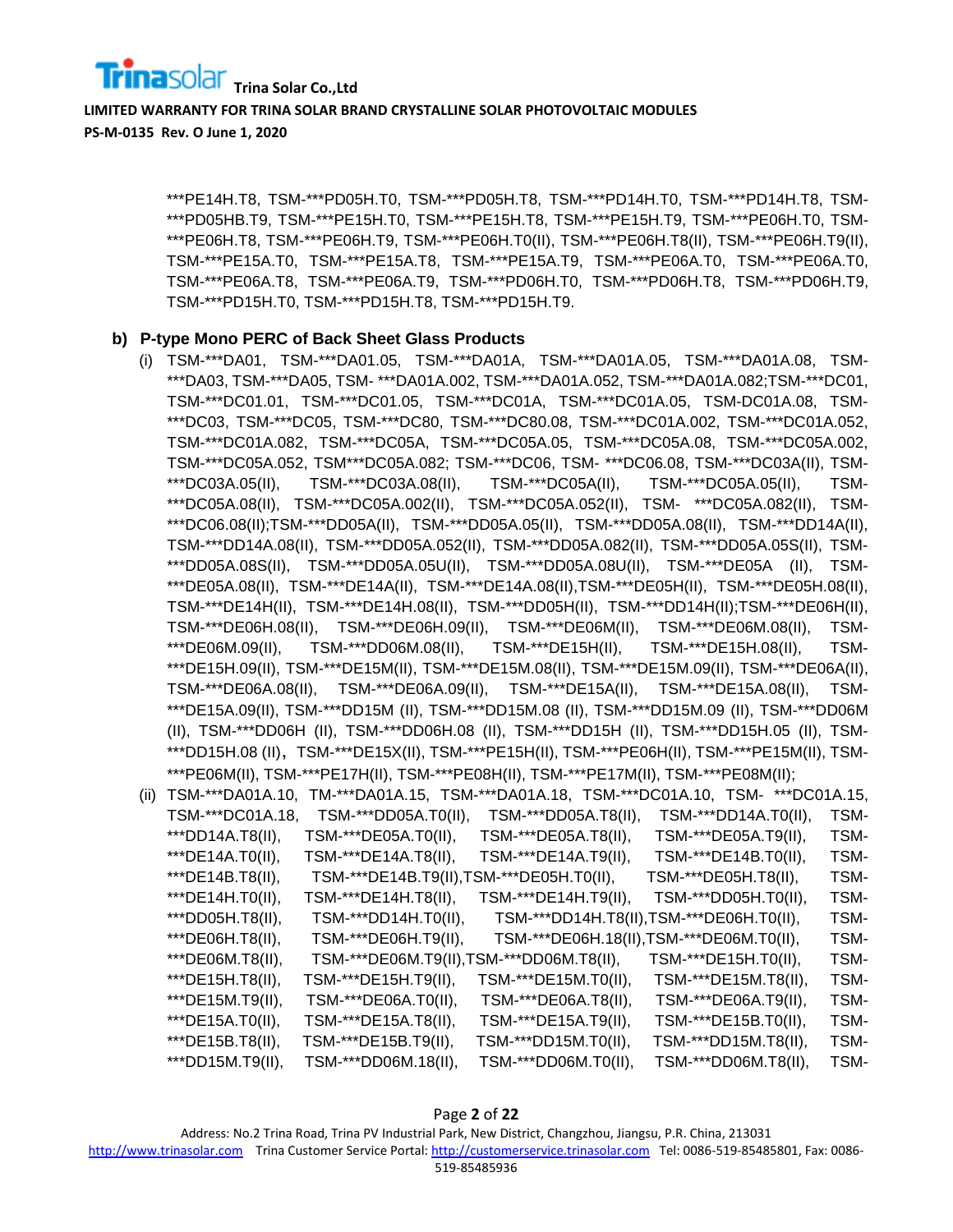***PE14H.T8, TSM-***PD05H.T0, TSM-***PD05H.T8, TSM-***PD14H.T0, TSM-***PD14H.T8, TSM-***PD05HB.T9, TSM-***PE15H.T0, TSM-***PE15H.T8, TSM-***PE15H.T9, TSM-***PE06H.T0, TSM-***PE06H.T8, TSM-***PE06H.T9, TSM-***PE06H.T0(II), TSM-***PE06H.T8(II), TSM-***PE06H.T9(II), TSM-***PE15A.T0, TSM-***PE15A.T8, TSM-***PE15A.T9, TSM-***PE06A.T0, TSM-***PE06A.T0, TSM-***PE06A.T8, TSM-***PE06A.T9, TSM-***PD06H.T0, TSM-***PD06H.T8, TSM-***PD06H.T9, TSM-***PD15H.T0, TSM-***PD15H.T8, TSM-***PD15H.T9.

**b) P-type Mono PERC of Back Sheet Glass Products**

(i) TSM-***DA01, TSM-***DA01.05, TSM-***DA01A, TSM-***DA01A.05, TSM-***DA01A.08, TSM-***DA03, TSM-***DA05, TSM- ***DA01A.002, TSM-***DA01A.052, TSM-***DA01A.082;TSM-***DC01, TSM-***DC01.01, TSM-***DC01.05, TSM-***DC01A, TSM-***DC01A.05, TSM-DC01A.08, TSM-***DC03, TSM-***DC05, TSM-***DC80, TSM-***DC80.08, TSM-***DC01A.002, TSM-***DC01A.052, TSM-***DC01A.082, TSM-***DC05A, TSM-***DC05A.05, TSM-***DC05A.08, TSM-***DC05A.002, TSM-***DC05A.052, TSM***DC05A.082; TSM-***DC06, TSM- ***DC06.08, TSM-***DC03A(II), TSM-***DC03A.05(II), TSM-***DC03A.08(II), TSM-***DC05A(II), TSM-***DC05A.05(II), TSM-***DC05A.08(II), TSM-***DC05A.002(II), TSM-***DC05A.052(II), TSM- ***DC05A.082(II), TSM-***DC06.08(II);TSM-***DD05A(II), TSM-***DD05A.05(II), TSM-***DD05A.08(II), TSM-***DD14A(II), TSM-***DD14A.08(II), TSM-***DD05A.052(II), TSM-***DD05A.082(II), TSM-***DD05A.05S(II), TSM-***DD05A.08S(II), TSM-***DD05A.05U(II), TSM-***DD05A.08U(II), TSM-***DE05A (II), TSM-***DE05A.08(II), TSM-***DE14A(II), TSM-***DE14A.08(II),TSM-***DE05H(II), TSM-***DE05H.08(II), TSM-***DE14H(II), TSM-***DE14H.08(II), TSM-***DD05H(II), TSM-***DD14H(II);TSM-***DE06H(II), TSM-***DE06H.08(II), TSM-***DE06H.09(II), TSM-***DE06M(II), TSM-***DE06M.08(II), TSM-***DE06M.09(II), TSM-***DD06M.08(II), TSM-***DE15H(II), TSM-***DE15H.08(II), TSM-***DE15H.09(II), TSM-***DE15M(II), TSM-***DE15M.08(II), TSM-***DE15M.09(II), TSM-***DE06A(II), TSM-***DE06A.08(II), TSM-***DE06A.09(II), TSM-***DE15A(II), TSM-***DE15A.08(II), TSM-***DE15A.09(II), TSM-***DD15M (II), TSM-***DD15M.08 (II), TSM-***DD15M.09 (II), TSM-***DD06M (II), TSM-***DD06H (II), TSM-***DD06H.08 (II), TSM-***DD15H (II), TSM-***DD15H.05 (II), TSM-***DD15H.08 (II)，TSM-***DE15X(II), TSM-***PE15H(II), TSM-***PE06H(II), TSM-***PE15M(II), TSM-***PE06M(II), TSM-***PE17H(II), TSM-***PE08H(II), TSM-***PE17M(II), TSM-***PE08M(II);

(ii) TSM-***DA01A.10, TM-***DA01A.15, TSM-***DA01A.18, TSM-***DC01A.10, TSM- ***DC01A.15, TSM-***DC01A.18, TSM-***DD05A.T0(II), TSM-***DD05A.T8(II), TSM-***DD14A.T0(II), TSM-***DD14A.T8(II), TSM-***DE05A.T0(II), TSM-***DE05A.T8(II), TSM-***DE05A.T9(II), TSM-***DE14A.T0(II), TSM-***DE14A.T8(II), TSM-***DE14A.T9(II), TSM-***DE14B.T0(II), TSM-***DE14B.T8(II), TSM-***DE14B.T9(II),TSM-***DE05H.T0(II), TSM-***DE05H.T8(II), TSM-***DE14H.T0(II), TSM-***DE14H.T8(II), TSM-***DE14H.T9(II), TSM-***DD05H.T0(II), TSM-***DD05H.T8(II), TSM-***DD14H.T0(II), TSM-***DD14H.T8(II),TSM-***DE06H.T0(II), TSM-***DE06H.T8(II), TSM-***DE06H.T9(II), TSM-***DE06H.18(II),TSM-***DE06M.T0(II), TSM-***DE06M.T8(II), TSM-***DE06M.T9(II),TSM-***DD06M.T8(II), TSM-***DE15H.T0(II), TSM-***DE15H.T8(II), TSM-***DE15H.T9(II), TSM-***DE15M.T0(II), TSM-***DE15M.T8(II), TSM-***DE15M.T9(II), TSM-***DE06A.T0(II), TSM-***DE06A.T8(II), TSM-***DE06A.T9(II), TSM-***DE15A.T0(II), TSM-***DE15A.T8(II), TSM-***DE15A.T9(II), TSM-***DE15B.T0(II), TSM-***DE15B.T8(II), TSM-***DE15B.T9(II), TSM-***DD15M.T0(II), TSM-***DD15M.T8(II), TSM-***DD15M.T9(II), TSM-***DD06M.18(II), TSM-***DD06M.T0(II), TSM-***DD06M.T8(II), TSM-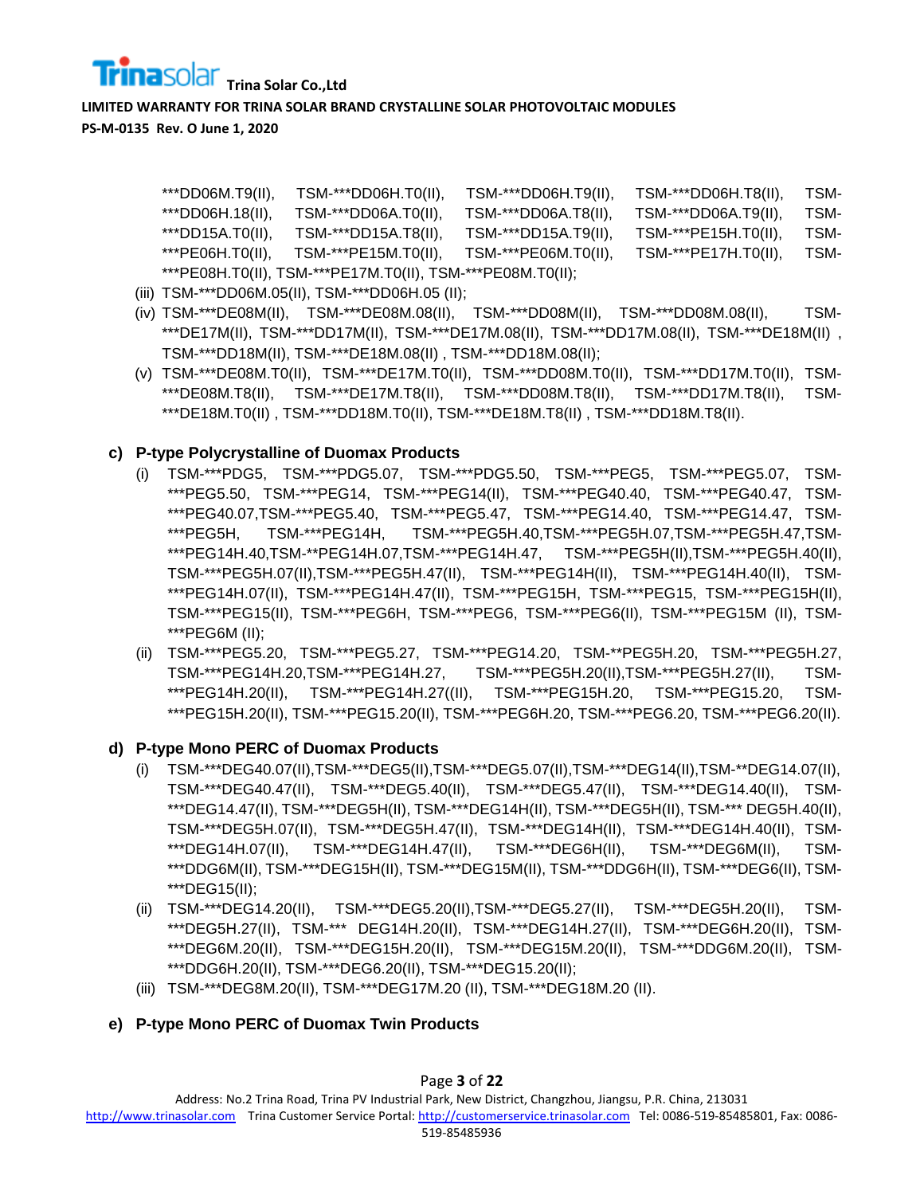***DD06M.T9(II), TSM-***DD06H.T0(II), TSM-***DD06H.T9(II), TSM-***DD06H.T8(II), TSM-***DD06H.18(II), TSM-***DD06A.T0(II), TSM-***DD06A.T8(II), TSM-***DD06A.T9(II), TSM-***DD15A.T0(II), TSM-***DD15A.T8(II), TSM-***DD15A.T9(II), TSM-***PE15H.T0(II), TSM-***PE06H.T0(II), TSM-***PE15M.T0(II), TSM-***PE06M.T0(II), TSM-***PE17H.T0(II), TSM-***PE08H.T0(II), TSM-***PE17M.T0(II), TSM-***PE08M.T0(II);

(iii) TSM-***DD06M.05(II), TSM-***DD06H.05 (II);

(iv) TSM-***DE08M(II), TSM-***DE08M.08(II), TSM-***DD08M(II), TSM-***DD08M.08(II), TSM-***DE17M(II), TSM-***DD17M(II), TSM-***DE17M.08(II), TSM-***DD17M.08(II), TSM-***DE18M(II) , TSM-***DD18M(II), TSM-***DE18M.08(II) , TSM-***DD18M.08(II);

(v) TSM-***DE08M.T0(II), TSM-***DE17M.T0(II), TSM-***DD08M.T0(II), TSM-***DD17M.T0(II), TSM-***DE08M.T8(II), TSM-***DE17M.T8(II), TSM-***DD08M.T8(II), TSM-***DD17M.T8(II), TSM-***DE18M.T0(II) , TSM-***DD18M.T0(II), TSM-***DE18M.T8(II) , TSM-***DD18M.T8(II).

**c) P-type Polycrystalline of Duomax Products**

(i) TSM-***PDG5, TSM-***PDG5.07, TSM-***PDG5.50, TSM-***PEG5, TSM-***PEG5.07, TSM-***PEG5.50, TSM-***PEG14, TSM-***PEG14(II), TSM-***PEG40.40, TSM-***PEG40.47, TSM-***PEG40.07,TSM-***PEG5.40, TSM-***PEG5.47, TSM-***PEG14.40, TSM-***PEG14.47, TSM-***PEG5H, TSM-***PEG14H, TSM-***PEG5H.40,TSM-***PEG5H.07,TSM-***PEG5H.47,TSM-***PEG14H.40,TSM-**PEG14H.07,TSM-***PEG14H.47, TSM-***PEG5H(II),TSM-***PEG5H.40(II), TSM-***PEG5H.07(II),TSM-***PEG5H.47(II), TSM-***PEG14H(II), TSM-***PEG14H.40(II), TSM-***PEG14H.07(II), TSM-***PEG14H.47(II), TSM-***PEG15H, TSM-***PEG15, TSM-***PEG15H(II), TSM-***PEG15(II), TSM-***PEG6H, TSM-***PEG6, TSM-***PEG6(II), TSM-***PEG15M (II), TSM-***PEG6M (II);

(ii) TSM-***PEG5.20, TSM-***PEG5.27, TSM-***PEG14.20, TSM-**PEG5H.20, TSM-***PEG5H.27, TSM-***PEG14H.20,TSM-***PEG14H.27, TSM-***PEG5H.20(II),TSM-***PEG5H.27(II), TSM-***PEG14H.20(II), TSM-***PEG14H.27((II), TSM-***PEG15H.20, TSM-***PEG15.20, TSM-***PEG15H.20(II), TSM-***PEG15.20(II), TSM-***PEG6H.20, TSM-***PEG6.20, TSM-***PEG6.20(II).

**d) P-type Mono PERC of Duomax Products**

(i) TSM-***DEG40.07(II),TSM-***DEG5(II),TSM-***DEG5.07(II),TSM-***DEG14(II),TSM-**DEG14.07(II), TSM-***DEG40.47(II), TSM-***DEG5.40(II), TSM-***DEG5.47(II), TSM-***DEG14.40(II), TSM-***DEG14.47(II), TSM-***DEG5H(II), TSM-***DEG14H(II), TSM-***DEG5H(II), TSM-*** DEG5H.40(II), TSM-***DEG5H.07(II), TSM-***DEG5H.47(II), TSM-***DEG14H(II), TSM-***DEG14H.40(II), TSM-***DEG14H.07(II), TSM-***DEG14H.47(II), TSM-***DEG6H(II), TSM-***DEG6M(II), TSM-***DDG6M(II), TSM-***DEG15H(II), TSM-***DEG15M(II), TSM-***DDG6H(II), TSM-***DEG6(II), TSM-***DEG15(II);

(ii) TSM-***DEG14.20(II), TSM-***DEG5.20(II),TSM-***DEG5.27(II), TSM-***DEG5H.20(II), TSM-***DEG5H.27(II), TSM-*** DEG14H.20(II), TSM-***DEG14H.27(II), TSM-***DEG6H.20(II), TSM-***DEG6M.20(II), TSM-***DEG15H.20(II), TSM-***DEG15M.20(II), TSM-***DDG6M.20(II), TSM-***DDG6H.20(II), TSM-***DEG6.20(II), TSM-***DEG15.20(II);

(iii) TSM-***DEG8M.20(II), TSM-***DEG17M.20 (II), TSM-***DEG18M.20 (II).

**e) P-type Mono PERC of Duomax Twin Products**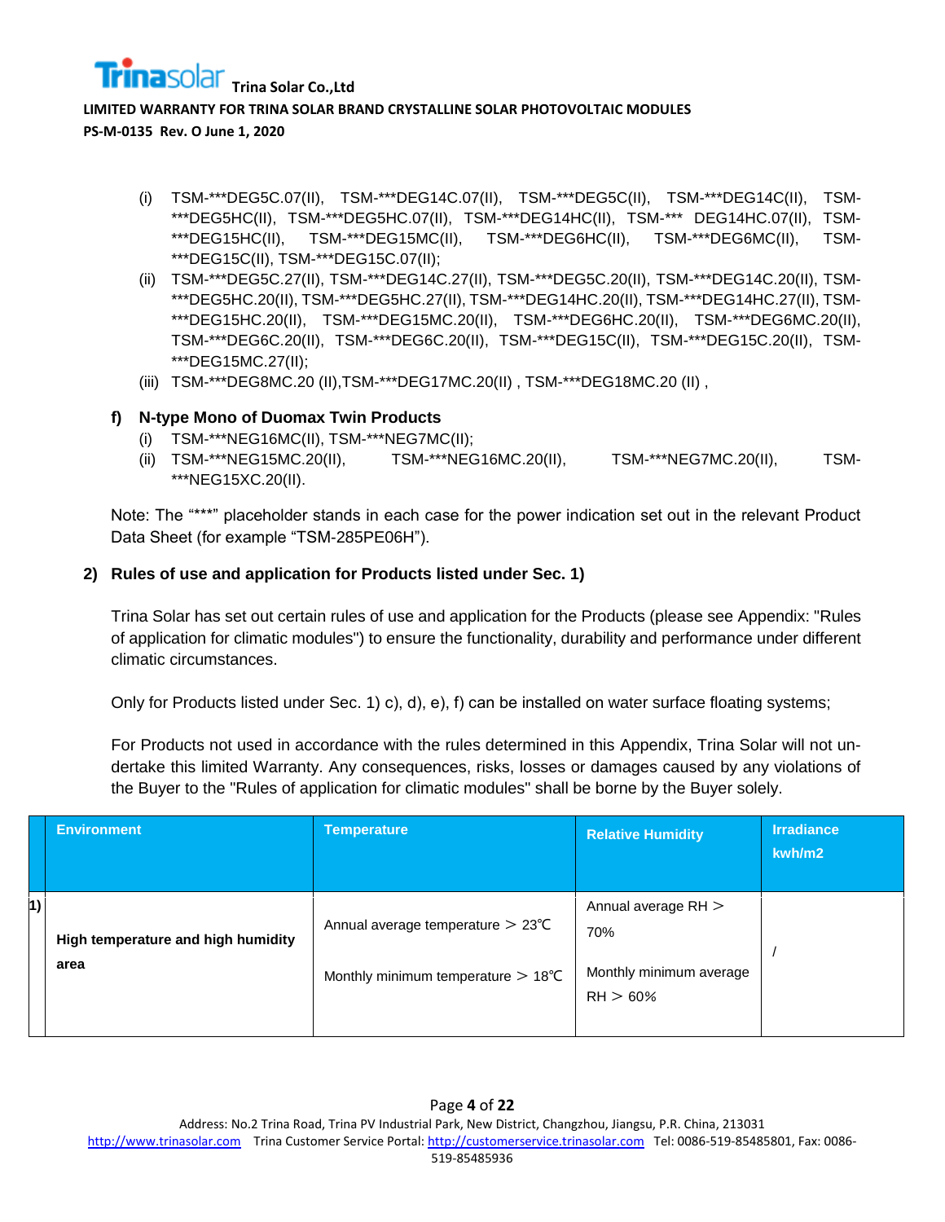(i) TSM-***DEG5C.07(II), TSM-***DEG14C.07(II), TSM-***DEG5C(II), TSM-***DEG14C(II), TSM-***DEG5HC(II), TSM-***DEG5HC.07(II), TSM-***DEG14HC(II), TSM-*** DEG14HC.07(II), TSM-***DEG15HC(II), TSM-***DEG15MC(II), TSM-***DEG6HC(II), TSM-***DEG6MC(II), TSM-***DEG15C(II), TSM-***DEG15C.07(II);

(ii) TSM-***DEG5C.27(II), TSM-***DEG14C.27(II), TSM-***DEG5C.20(II), TSM-***DEG14C.20(II), TSM-***DEG5HC.20(II), TSM-***DEG5HC.27(II), TSM-***DEG14HC.20(II), TSM-***DEG14HC.27(II), TSM-***DEG15HC.20(II), TSM-***DEG15MC.20(II), TSM-***DEG6HC.20(II), TSM-***DEG6MC.20(II), TSM-***DEG6C.20(II), TSM-***DEG6C.20(II), TSM-***DEG15C(II), TSM-***DEG15C.20(II), TSM-***DEG15MC.27(II);

(iii) TSM-***DEG8MC.20 (II),TSM-***DEG17MC.20(II) , TSM-***DEG18MC.20 (II) ,

**f) N-type Mono of Duomax Twin Products**

(i) TSM-***NEG16MC(II), TSM-***NEG7MC(II);

(ii) TSM-***NEG15MC.20(II), TSM-***NEG16MC.20(II), TSM-***NEG7MC.20(II), TSM-***NEG15XC.20(II).

Note: The "***" placeholder stands in each case for the power indication set out in the relevant Product Data Sheet (for example "TSM-285PE06H").

**2) Rules of use and application for Products listed under Sec. 1)**

Trina Solar has set out certain rules of use and application for the Products (please see Appendix: "Rules of application for climatic modules") to ensure the functionality, durability and performance under different climatic circumstances.

Only for Products listed under Sec. 1) c), d), e), f) can be installed on water surface floating systems;

For Products not used in accordance with the rules determined in this Appendix, Trina Solar will not undertake this limited Warranty. Any consequences, risks, losses or damages caused by any violations of the Buyer to the "Rules of application for climatic modules" shall be borne by the Buyer solely.

| | Environment | Temperature | Relative Humidity | Irradiance kwh/m2 |
|---|---|---|---|---|
| 1) | **High temperature and high humidity area** | Annual average temperature ＞ 23℃<br>Monthly minimum temperature ＞ 18℃ | Annual average RH ＞ 70%<br>Monthly minimum average RH ＞ 60% | / |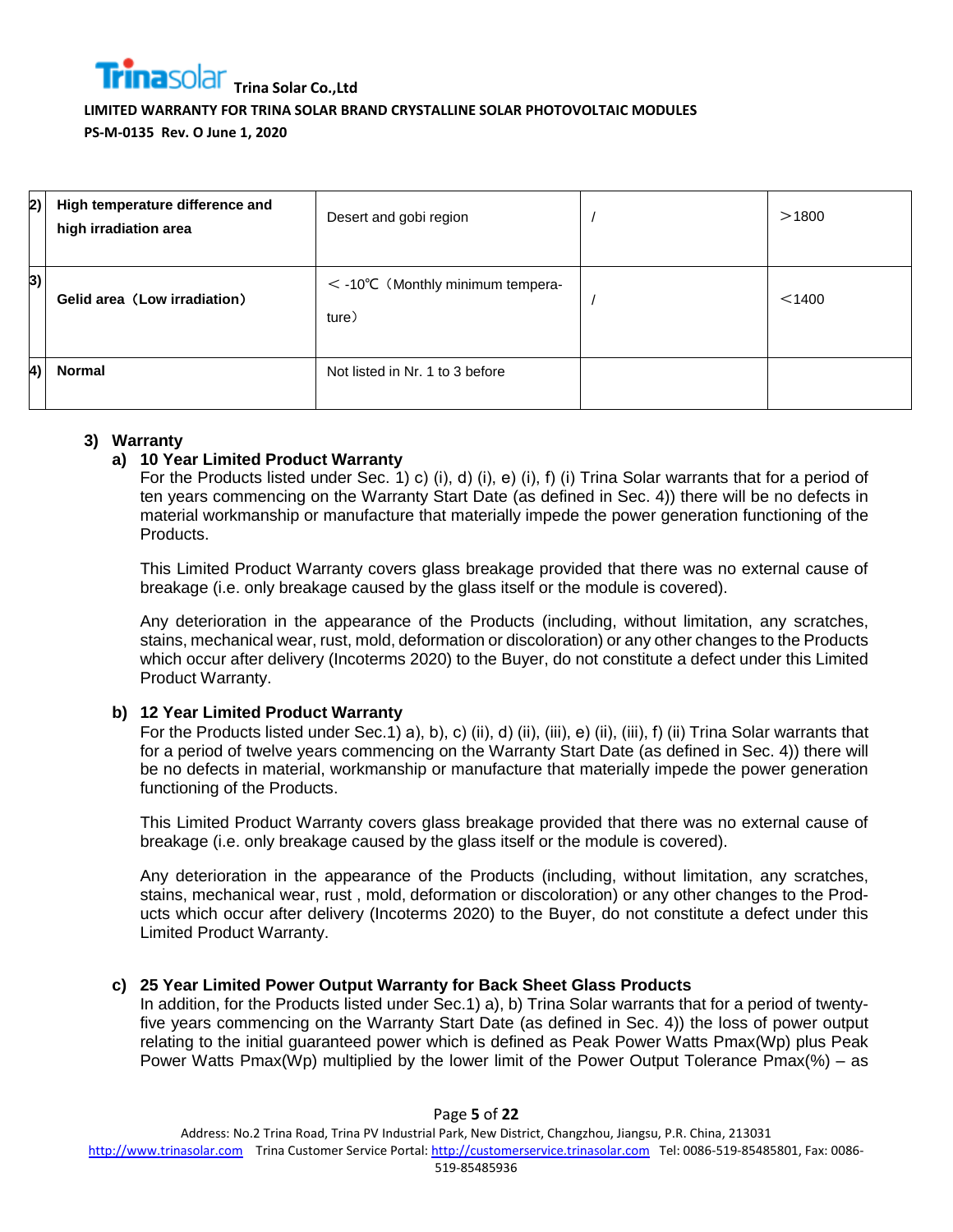| 2) | High temperature difference and high irradiation area | Desert and gobi region | / | >1800 |
|---|---|---|---|---|
| 3) | Gelid area（Low irradiation） | < -10℃（Monthly minimum temperature） | / | <1400 |
| 4) | Normal | Not listed in Nr. 1 to 3 before | | |

### 3) Warranty

#### a) 10 Year Limited Product Warranty

For the Products listed under Sec. 1) c) (i), d) (i), e) (i), f) (i) Trina Solar warrants that for a period of ten years commencing on the Warranty Start Date (as defined in Sec. 4)) there will be no defects in material workmanship or manufacture that materially impede the power generation functioning of the Products.

This Limited Product Warranty covers glass breakage provided that there was no external cause of breakage (i.e. only breakage caused by the glass itself or the module is covered).

Any deterioration in the appearance of the Products (including, without limitation, any scratches, stains, mechanical wear, rust, mold, deformation or discoloration) or any other changes to the Products which occur after delivery (Incoterms 2020) to the Buyer, do not constitute a defect under this Limited Product Warranty.

#### b) 12 Year Limited Product Warranty

For the Products listed under Sec.1) a), b), c) (ii), d) (ii), (iii), e) (ii), (iii), f) (ii) Trina Solar warrants that for a period of twelve years commencing on the Warranty Start Date (as defined in Sec. 4)) there will be no defects in material, workmanship or manufacture that materially impede the power generation functioning of the Products.

This Limited Product Warranty covers glass breakage provided that there was no external cause of breakage (i.e. only breakage caused by the glass itself or the module is covered).

Any deterioration in the appearance of the Products (including, without limitation, any scratches, stains, mechanical wear, rust , mold, deformation or discoloration) or any other changes to the Products which occur after delivery (Incoterms 2020) to the Buyer, do not constitute a defect under this Limited Product Warranty.

#### c) 25 Year Limited Power Output Warranty for Back Sheet Glass Products

In addition, for the Products listed under Sec.1) a), b) Trina Solar warrants that for a period of twenty-five years commencing on the Warranty Start Date (as defined in Sec. 4)) the loss of power output relating to the initial guaranteed power which is defined as Peak Power Watts Pmax(Wp) plus Peak Power Watts Pmax(Wp) multiplied by the lower limit of the Power Output Tolerance Pmax(%) – as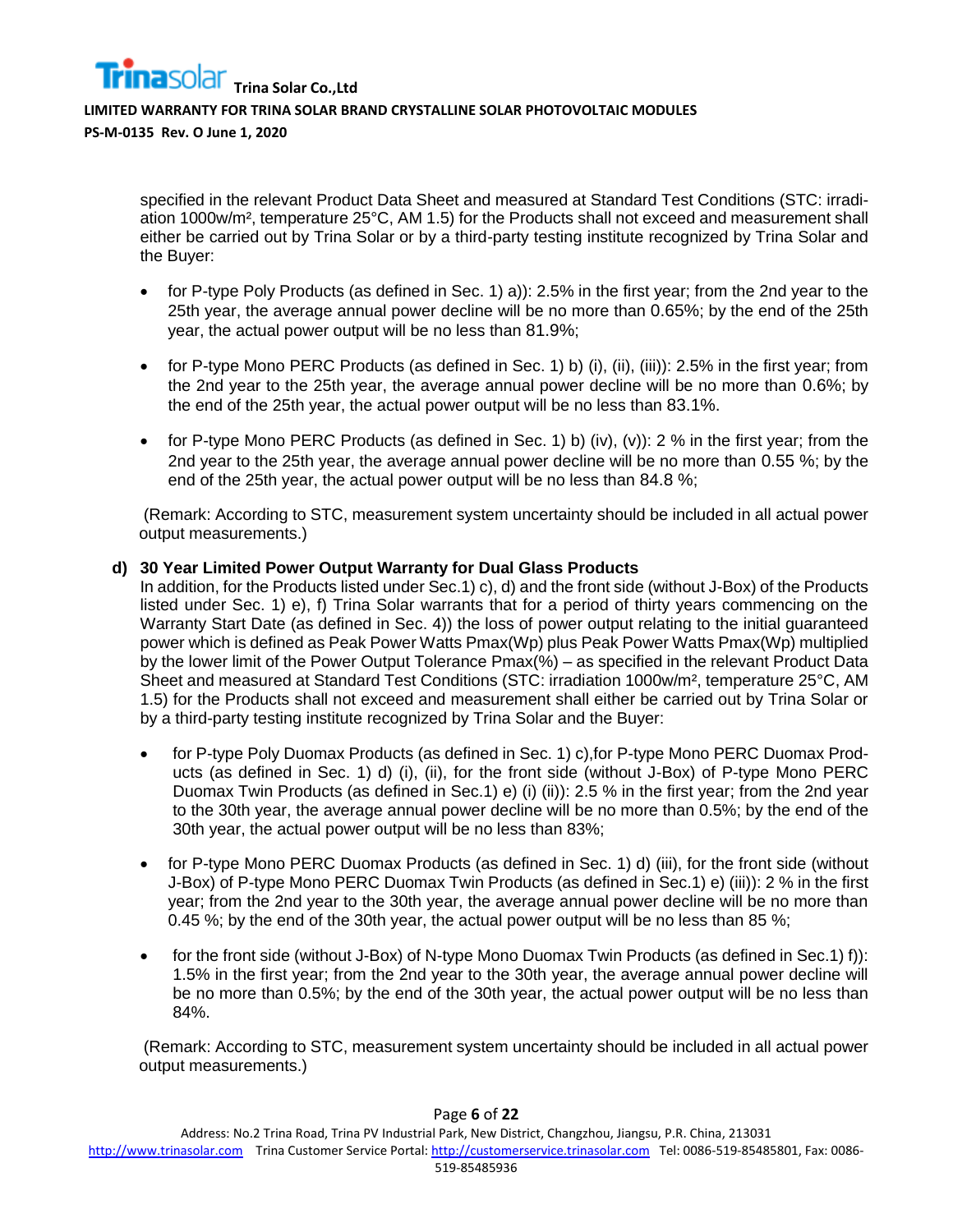specified in the relevant Product Data Sheet and measured at Standard Test Conditions (STC: irradiation 1000w/m², temperature 25°C, AM 1.5) for the Products shall not exceed and measurement shall either be carried out by Trina Solar or by a third-party testing institute recognized by Trina Solar and the Buyer:

- for P-type Poly Products (as defined in Sec. 1) a)): 2.5% in the first year; from the 2nd year to the 25th year, the average annual power decline will be no more than 0.65%; by the end of the 25th year, the actual power output will be no less than 81.9%;

- for P-type Mono PERC Products (as defined in Sec. 1) b) (i), (ii), (iii)): 2.5% in the first year; from the 2nd year to the 25th year, the average annual power decline will be no more than 0.6%; by the end of the 25th year, the actual power output will be no less than 83.1%.

- for P-type Mono PERC Products (as defined in Sec. 1) b) (iv), (v)): 2 % in the first year; from the 2nd year to the 25th year, the average annual power decline will be no more than 0.55 %; by the end of the 25th year, the actual power output will be no less than 84.8 %;

(Remark: According to STC, measurement system uncertainty should be included in all actual power output measurements.)

**d) 30 Year Limited Power Output Warranty for Dual Glass Products**

In addition, for the Products listed under Sec.1) c), d) and the front side (without J-Box) of the Products listed under Sec. 1) e), f) Trina Solar warrants that for a period of thirty years commencing on the Warranty Start Date (as defined in Sec. 4)) the loss of power output relating to the initial guaranteed power which is defined as Peak Power Watts Pmax(Wp) plus Peak Power Watts Pmax(Wp) multiplied by the lower limit of the Power Output Tolerance Pmax(%) – as specified in the relevant Product Data Sheet and measured at Standard Test Conditions (STC: irradiation 1000w/m², temperature 25°C, AM 1.5) for the Products shall not exceed and measurement shall either be carried out by Trina Solar or by a third-party testing institute recognized by Trina Solar and the Buyer:

- for P-type Poly Duomax Products (as defined in Sec. 1) c),for P-type Mono PERC Duomax Products (as defined in Sec. 1) d) (i), (ii), for the front side (without J-Box) of P-type Mono PERC Duomax Twin Products (as defined in Sec.1) e) (i) (ii)): 2.5 % in the first year; from the 2nd year to the 30th year, the average annual power decline will be no more than 0.5%; by the end of the 30th year, the actual power output will be no less than 83%;

- for P-type Mono PERC Duomax Products (as defined in Sec. 1) d) (iii), for the front side (without J-Box) of P-type Mono PERC Duomax Twin Products (as defined in Sec.1) e) (iii)): 2 % in the first year; from the 2nd year to the 30th year, the average annual power decline will be no more than 0.45 %; by the end of the 30th year, the actual power output will be no less than 85 %;

- for the front side (without J-Box) of N-type Mono Duomax Twin Products (as defined in Sec.1) f)): 1.5% in the first year; from the 2nd year to the 30th year, the average annual power decline will be no more than 0.5%; by the end of the 30th year, the actual power output will be no less than 84%.

(Remark: According to STC, measurement system uncertainty should be included in all actual power output measurements.)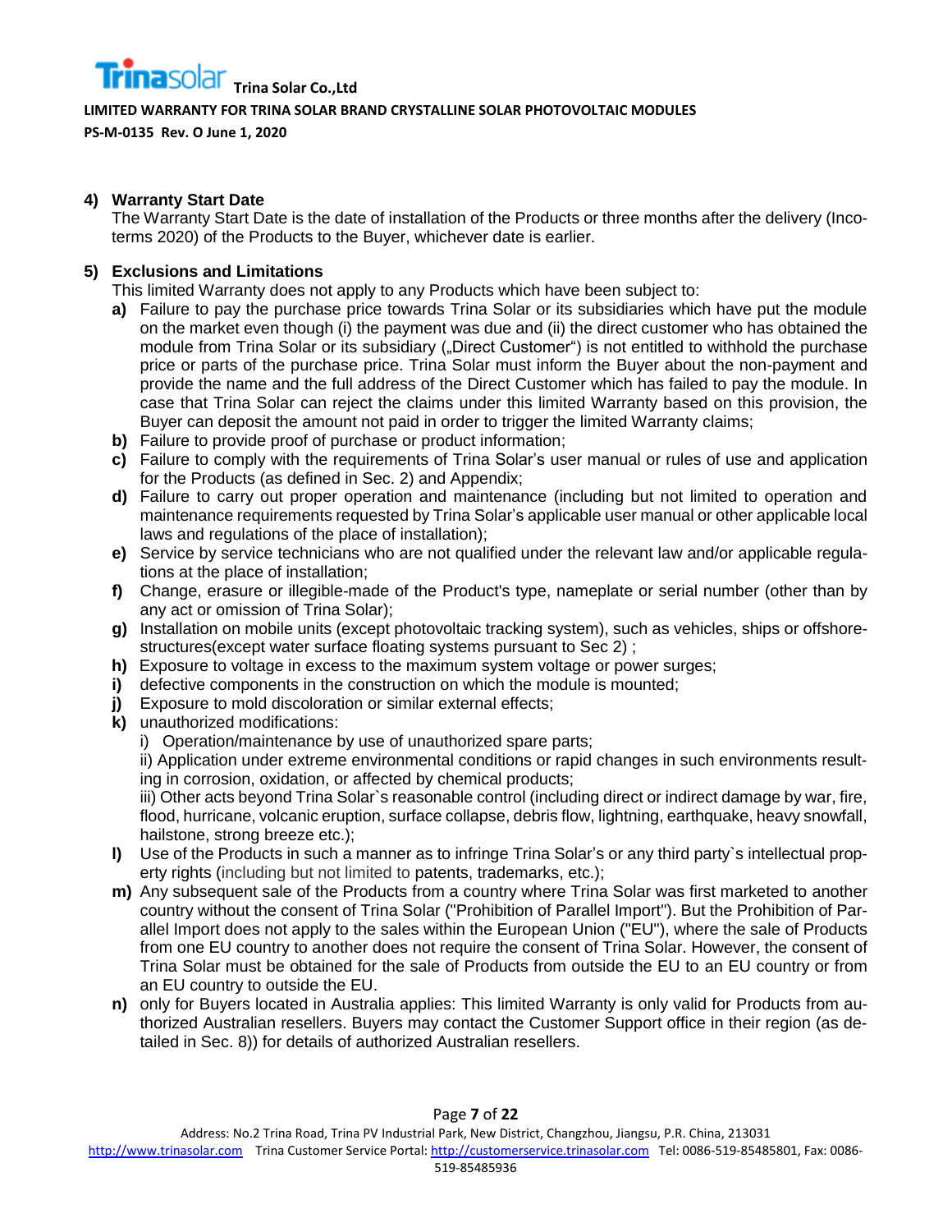## 4) Warranty Start Date

The Warranty Start Date is the date of installation of the Products or three months after the delivery (Incoterms 2020) of the Products to the Buyer, whichever date is earlier.

## 5) Exclusions and Limitations

This limited Warranty does not apply to any Products which have been subject to:

- **a)** Failure to pay the purchase price towards Trina Solar or its subsidiaries which have put the module on the market even though (i) the payment was due and (ii) the direct customer who has obtained the module from Trina Solar or its subsidiary („Direct Customer") is not entitled to withhold the purchase price or parts of the purchase price. Trina Solar must inform the Buyer about the non-payment and provide the name and the full address of the Direct Customer which has failed to pay the module. In case that Trina Solar can reject the claims under this limited Warranty based on this provision, the Buyer can deposit the amount not paid in order to trigger the limited Warranty claims;
- **b)** Failure to provide proof of purchase or product information;
- **c)** Failure to comply with the requirements of Trina Solar's user manual or rules of use and application for the Products (as defined in Sec. 2) and Appendix;
- **d)** Failure to carry out proper operation and maintenance (including but not limited to operation and maintenance requirements requested by Trina Solar's applicable user manual or other applicable local laws and regulations of the place of installation);
- **e)** Service by service technicians who are not qualified under the relevant law and/or applicable regulations at the place of installation;
- **f)** Change, erasure or illegible-made of the Product's type, nameplate or serial number (other than by any act or omission of Trina Solar);
- **g)** Installation on mobile units (except photovoltaic tracking system), such as vehicles, ships or offshore-structures(except water surface floating systems pursuant to Sec 2) ;
- **h)** Exposure to voltage in excess to the maximum system voltage or power surges;
- **i)** defective components in the construction on which the module is mounted;
- **j)** Exposure to mold discoloration or similar external effects;
- **k)** unauthorized modifications:
  - i) Operation/maintenance by use of unauthorized spare parts;
  - ii) Application under extreme environmental conditions or rapid changes in such environments resulting in corrosion, oxidation, or affected by chemical products;
  - iii) Other acts beyond Trina Solar`s reasonable control (including direct or indirect damage by war, fire, flood, hurricane, volcanic eruption, surface collapse, debris flow, lightning, earthquake, heavy snowfall, hailstone, strong breeze etc.);
- **l)** Use of the Products in such a manner as to infringe Trina Solar's or any third party`s intellectual property rights (including but not limited to patents, trademarks, etc.);
- **m)** Any subsequent sale of the Products from a country where Trina Solar was first marketed to another country without the consent of Trina Solar ("Prohibition of Parallel Import"). But the Prohibition of Parallel Import does not apply to the sales within the European Union ("EU"), where the sale of Products from one EU country to another does not require the consent of Trina Solar. However, the consent of Trina Solar must be obtained for the sale of Products from outside the EU to an EU country or from an EU country to outside the EU.
- **n)** only for Buyers located in Australia applies: This limited Warranty is only valid for Products from authorized Australian resellers. Buyers may contact the Customer Support office in their region (as detailed in Sec. 8)) for details of authorized Australian resellers.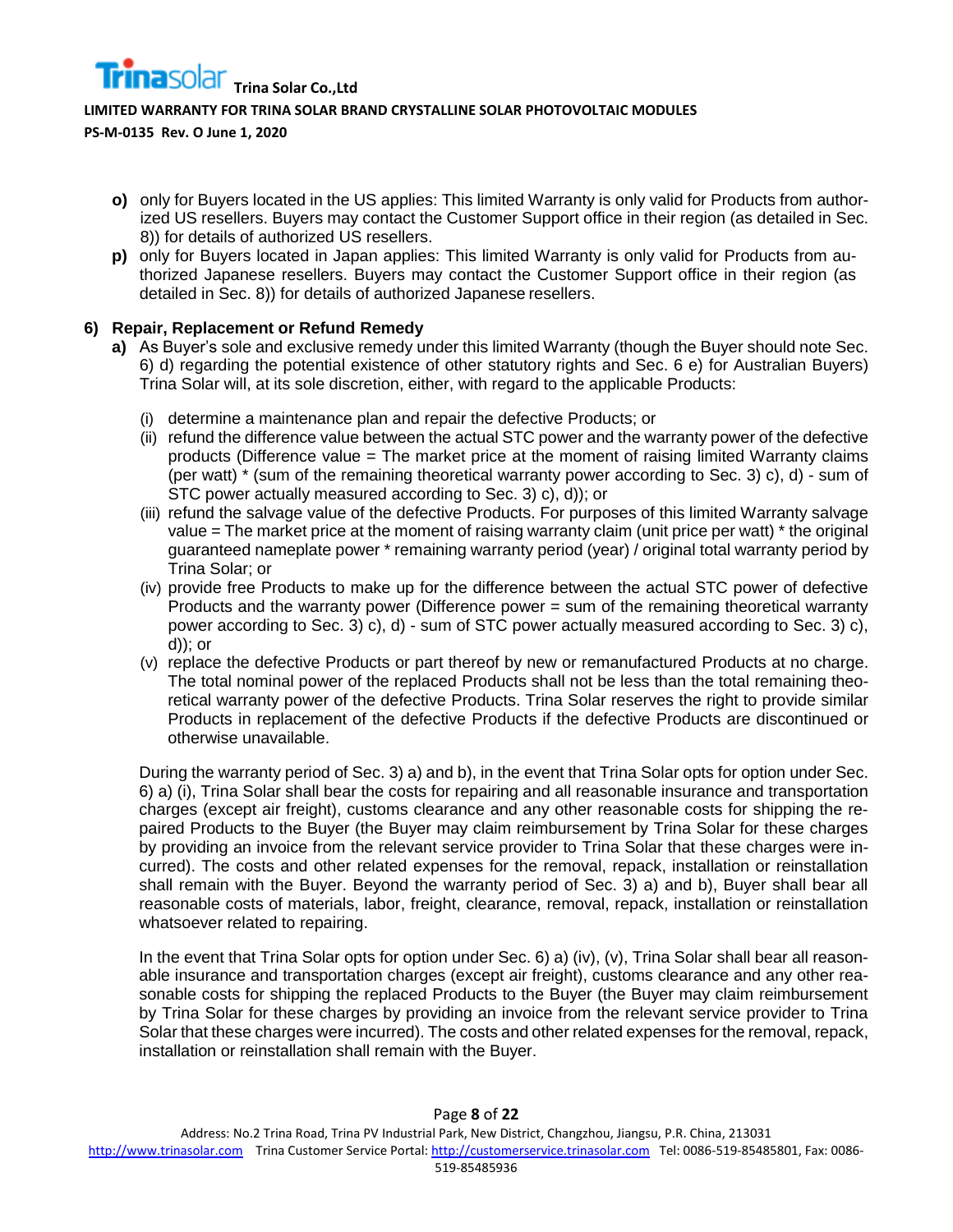- **o)** only for Buyers located in the US applies: This limited Warranty is only valid for Products from authorized US resellers. Buyers may contact the Customer Support office in their region (as detailed in Sec. 8)) for details of authorized US resellers.
- **p)** only for Buyers located in Japan applies: This limited Warranty is only valid for Products from authorized Japanese resellers. Buyers may contact the Customer Support office in their region (as detailed in Sec. 8)) for details of authorized Japanese resellers.

### 6) Repair, Replacement or Refund Remedy

**a)** As Buyer's sole and exclusive remedy under this limited Warranty (though the Buyer should note Sec. 6) d) regarding the potential existence of other statutory rights and Sec. 6 e) for Australian Buyers) Trina Solar will, at its sole discretion, either, with regard to the applicable Products:

(i) determine a maintenance plan and repair the defective Products; or

(ii) refund the difference value between the actual STC power and the warranty power of the defective products (Difference value = The market price at the moment of raising limited Warranty claims (per watt) * (sum of the remaining theoretical warranty power according to Sec. 3) c), d) - sum of STC power actually measured according to Sec. 3) c), d)); or

(iii) refund the salvage value of the defective Products. For purposes of this limited Warranty salvage value = The market price at the moment of raising warranty claim (unit price per watt) * the original guaranteed nameplate power * remaining warranty period (year) / original total warranty period by Trina Solar; or

(iv) provide free Products to make up for the difference between the actual STC power of defective Products and the warranty power (Difference power = sum of the remaining theoretical warranty power according to Sec. 3) c), d) - sum of STC power actually measured according to Sec. 3) c), d)); or

(v) replace the defective Products or part thereof by new or remanufactured Products at no charge. The total nominal power of the replaced Products shall not be less than the total remaining theoretical warranty power of the defective Products. Trina Solar reserves the right to provide similar Products in replacement of the defective Products if the defective Products are discontinued or otherwise unavailable.

During the warranty period of Sec. 3) a) and b), in the event that Trina Solar opts for option under Sec. 6) a) (i), Trina Solar shall bear the costs for repairing and all reasonable insurance and transportation charges (except air freight), customs clearance and any other reasonable costs for shipping the repaired Products to the Buyer (the Buyer may claim reimbursement by Trina Solar for these charges by providing an invoice from the relevant service provider to Trina Solar that these charges were incurred). The costs and other related expenses for the removal, repack, installation or reinstallation shall remain with the Buyer. Beyond the warranty period of Sec. 3) a) and b), Buyer shall bear all reasonable costs of materials, labor, freight, clearance, removal, repack, installation or reinstallation whatsoever related to repairing.

In the event that Trina Solar opts for option under Sec. 6) a) (iv), (v), Trina Solar shall bear all reasonable insurance and transportation charges (except air freight), customs clearance and any other reasonable costs for shipping the replaced Products to the Buyer (the Buyer may claim reimbursement by Trina Solar for these charges by providing an invoice from the relevant service provider to Trina Solar that these charges were incurred). The costs and other related expenses for the removal, repack, installation or reinstallation shall remain with the Buyer.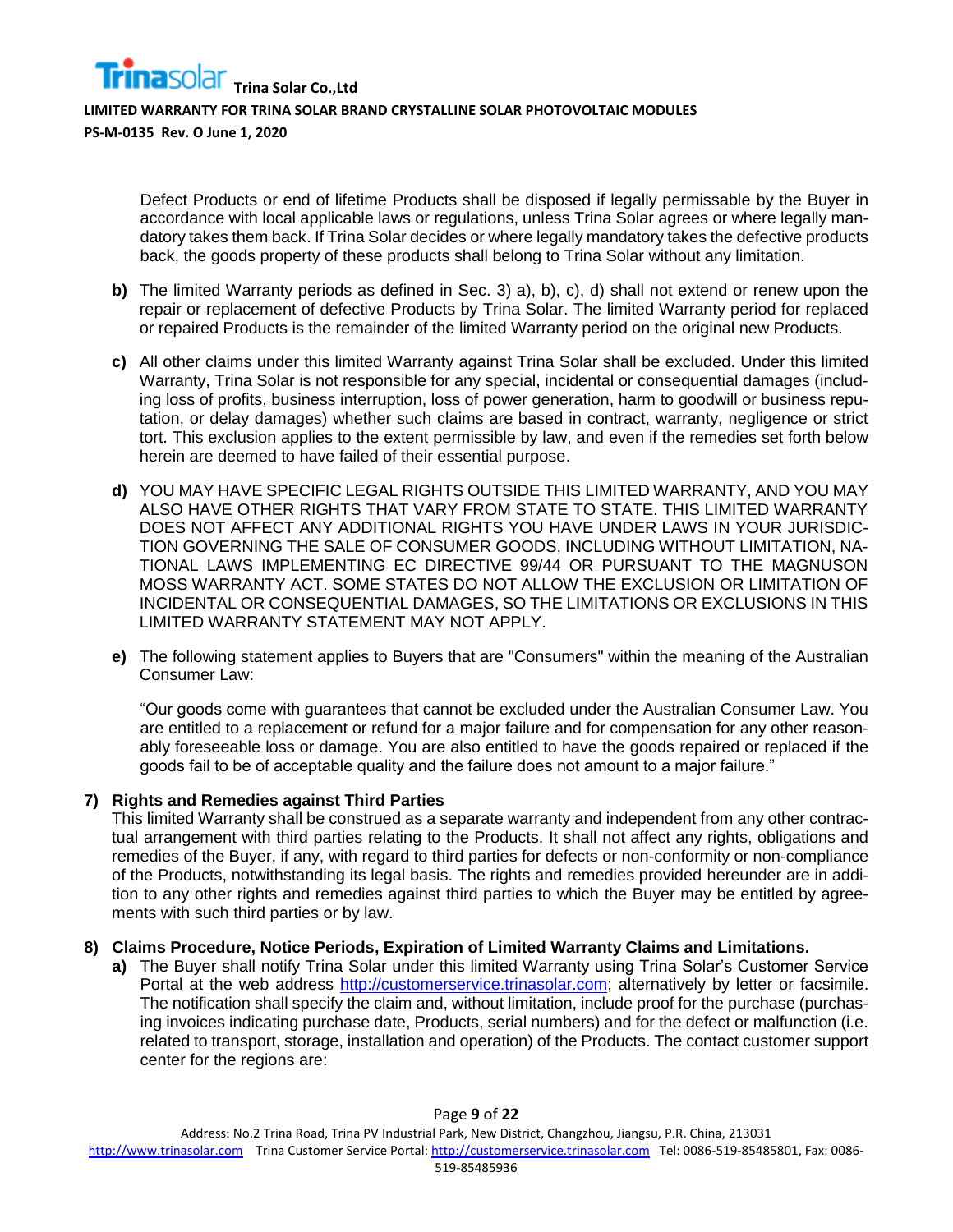Defect Products or end of lifetime Products shall be disposed if legally permissable by the Buyer in accordance with local applicable laws or regulations, unless Trina Solar agrees or where legally mandatory takes them back. If Trina Solar decides or where legally mandatory takes the defective products back, the goods property of these products shall belong to Trina Solar without any limitation.

**b)** The limited Warranty periods as defined in Sec. 3) a), b), c), d) shall not extend or renew upon the repair or replacement of defective Products by Trina Solar. The limited Warranty period for replaced or repaired Products is the remainder of the limited Warranty period on the original new Products.

**c)** All other claims under this limited Warranty against Trina Solar shall be excluded. Under this limited Warranty, Trina Solar is not responsible for any special, incidental or consequential damages (including loss of profits, business interruption, loss of power generation, harm to goodwill or business reputation, or delay damages) whether such claims are based in contract, warranty, negligence or strict tort. This exclusion applies to the extent permissible by law, and even if the remedies set forth below herein are deemed to have failed of their essential purpose.

**d)** YOU MAY HAVE SPECIFIC LEGAL RIGHTS OUTSIDE THIS LIMITED WARRANTY, AND YOU MAY ALSO HAVE OTHER RIGHTS THAT VARY FROM STATE TO STATE. THIS LIMITED WARRANTY DOES NOT AFFECT ANY ADDITIONAL RIGHTS YOU HAVE UNDER LAWS IN YOUR JURISDICTION GOVERNING THE SALE OF CONSUMER GOODS, INCLUDING WITHOUT LIMITATION, NATIONAL LAWS IMPLEMENTING EC DIRECTIVE 99/44 OR PURSUANT TO THE MAGNUSON MOSS WARRANTY ACT. SOME STATES DO NOT ALLOW THE EXCLUSION OR LIMITATION OF INCIDENTAL OR CONSEQUENTIAL DAMAGES, SO THE LIMITATIONS OR EXCLUSIONS IN THIS LIMITED WARRANTY STATEMENT MAY NOT APPLY.

**e)** The following statement applies to Buyers that are "Consumers" within the meaning of the Australian Consumer Law:

"Our goods come with guarantees that cannot be excluded under the Australian Consumer Law. You are entitled to a replacement or refund for a major failure and for compensation for any other reasonably foreseeable loss or damage. You are also entitled to have the goods repaired or replaced if the goods fail to be of acceptable quality and the failure does not amount to a major failure."

## 7) Rights and Remedies against Third Parties

This limited Warranty shall be construed as a separate warranty and independent from any other contractual arrangement with third parties relating to the Products. It shall not affect any rights, obligations and remedies of the Buyer, if any, with regard to third parties for defects or non-conformity or non-compliance of the Products, notwithstanding its legal basis. The rights and remedies provided hereunder are in addition to any other rights and remedies against third parties to which the Buyer may be entitled by agreements with such third parties or by law.

## 8) Claims Procedure, Notice Periods, Expiration of Limited Warranty Claims and Limitations.

**a)** The Buyer shall notify Trina Solar under this limited Warranty using Trina Solar's Customer Service Portal at the web address http://customerservice.trinasolar.com; alternatively by letter or facsimile. The notification shall specify the claim and, without limitation, include proof for the purchase (purchasing invoices indicating purchase date, Products, serial numbers) and for the defect or malfunction (i.e. related to transport, storage, installation and operation) of the Products. The contact customer support center for the regions are: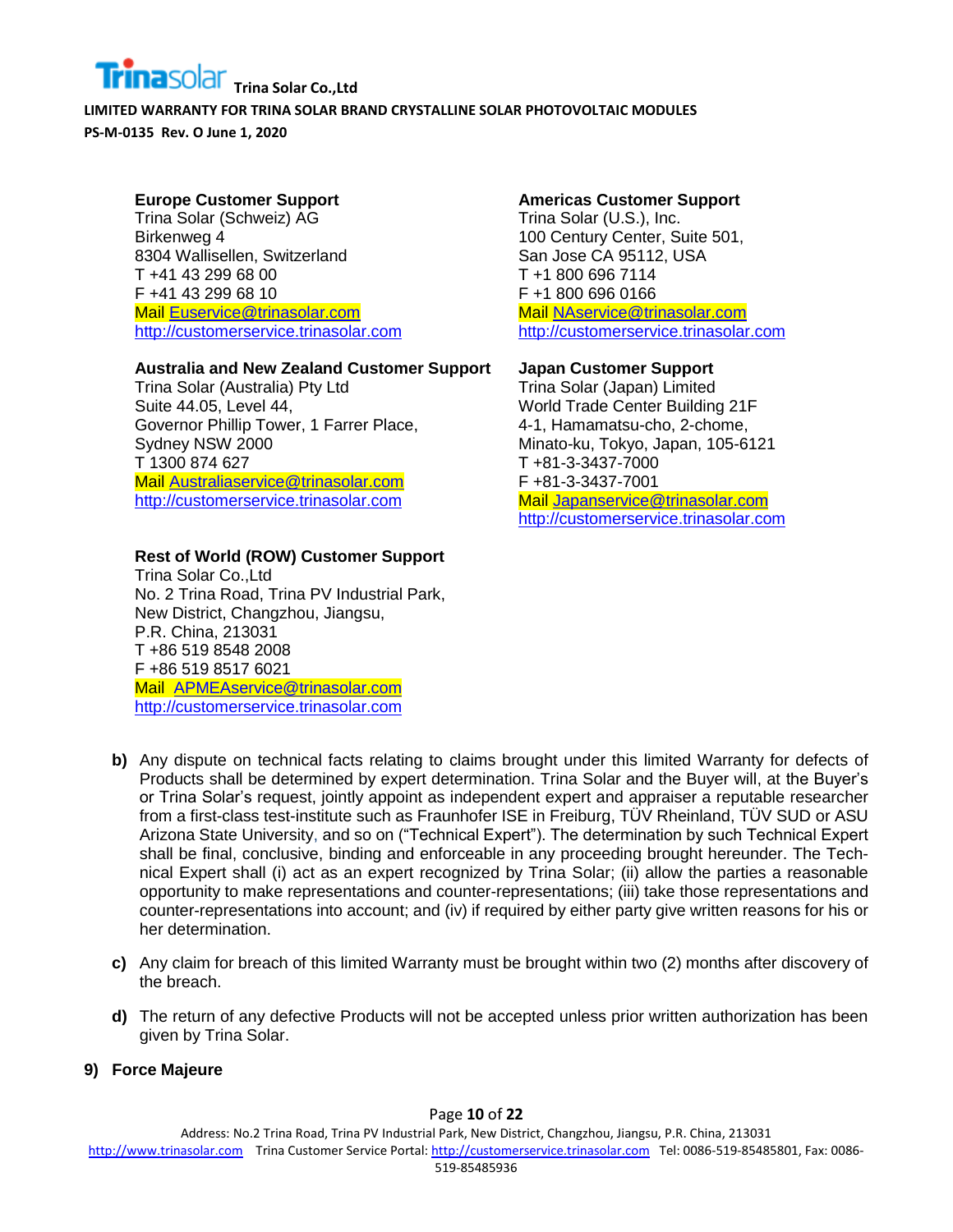**Europe Customer Support**
Trina Solar (Schweiz) AG
Birkenweg 4
8304 Wallisellen, Switzerland
T +41 43 299 68 00
F +41 43 299 68 10
Mail Euservice@trinasolar.com
http://customerservice.trinasolar.com

**Americas Customer Support**
Trina Solar (U.S.), Inc.
100 Century Center, Suite 501,
San Jose CA 95112, USA
T +1 800 696 7114
F +1 800 696 0166
Mail NAservice@trinasolar.com
http://customerservice.trinasolar.com

**Australia and New Zealand Customer Support**
Trina Solar (Australia) Pty Ltd
Suite 44.05, Level 44,
Governor Phillip Tower, 1 Farrer Place,
Sydney NSW 2000
T 1300 874 627
Mail Australiaservice@trinasolar.com
http://customerservice.trinasolar.com

**Japan Customer Support**
Trina Solar (Japan) Limited
World Trade Center Building 21F
4-1, Hamamatsu-cho, 2-chome,
Minato-ku, Tokyo, Japan, 105-6121
T +81-3-3437-7000
F +81-3-3437-7001
Mail Japanservice@trinasolar.com
http://customerservice.trinasolar.com

**Rest of World (ROW) Customer Support**
Trina Solar Co.,Ltd
No. 2 Trina Road, Trina PV Industrial Park,
New District, Changzhou, Jiangsu,
P.R. China, 213031
T +86 519 8548 2008
F +86 519 8517 6021
Mail APMEAservice@trinasolar.com
http://customerservice.trinasolar.com

**b)** Any dispute on technical facts relating to claims brought under this limited Warranty for defects of Products shall be determined by expert determination. Trina Solar and the Buyer will, at the Buyer's or Trina Solar's request, jointly appoint as independent expert and appraiser a reputable researcher from a first-class test-institute such as Fraunhofer ISE in Freiburg, TÜV Rheinland, TÜV SUD or ASU Arizona State University, and so on ("Technical Expert"). The determination by such Technical Expert shall be final, conclusive, binding and enforceable in any proceeding brought hereunder. The Technical Expert shall (i) act as an expert recognized by Trina Solar; (ii) allow the parties a reasonable opportunity to make representations and counter-representations; (iii) take those representations and counter-representations into account; and (iv) if required by either party give written reasons for his or her determination.

**c)** Any claim for breach of this limited Warranty must be brought within two (2) months after discovery of the breach.

**d)** The return of any defective Products will not be accepted unless prior written authorization has been given by Trina Solar.

## 9) Force Majeure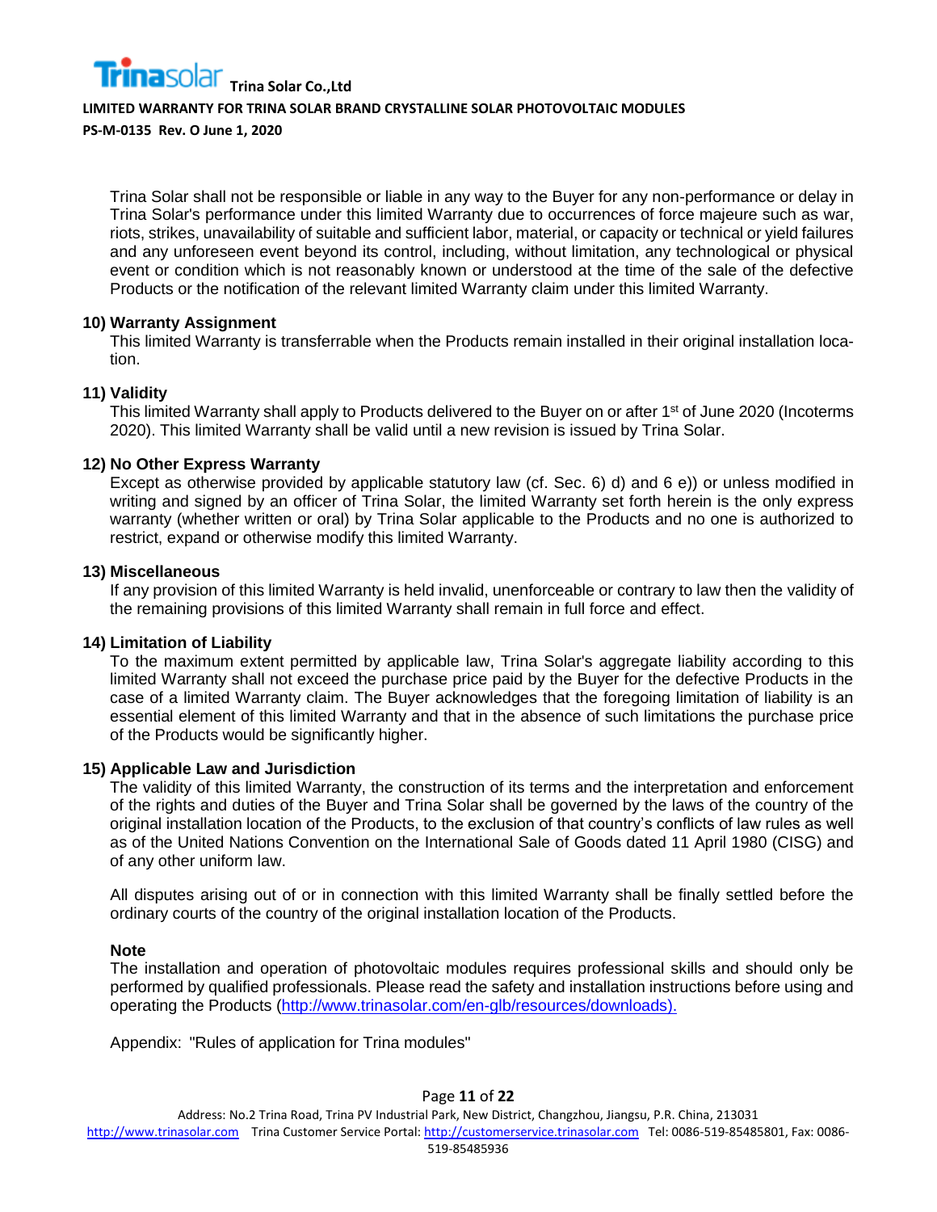Trina Solar shall not be responsible or liable in any way to the Buyer for any non-performance or delay in Trina Solar's performance under this limited Warranty due to occurrences of force majeure such as war, riots, strikes, unavailability of suitable and sufficient labor, material, or capacity or technical or yield failures and any unforeseen event beyond its control, including, without limitation, any technological or physical event or condition which is not reasonably known or understood at the time of the sale of the defective Products or the notification of the relevant limited Warranty claim under this limited Warranty.

**10) Warranty Assignment**

This limited Warranty is transferrable when the Products remain installed in their original installation location.

**11) Validity**

This limited Warranty shall apply to Products delivered to the Buyer on or after 1st of June 2020 (Incoterms 2020). This limited Warranty shall be valid until a new revision is issued by Trina Solar.

**12) No Other Express Warranty**

Except as otherwise provided by applicable statutory law (cf. Sec. 6) d) and 6 e)) or unless modified in writing and signed by an officer of Trina Solar, the limited Warranty set forth herein is the only express warranty (whether written or oral) by Trina Solar applicable to the Products and no one is authorized to restrict, expand or otherwise modify this limited Warranty.

**13) Miscellaneous**

If any provision of this limited Warranty is held invalid, unenforceable or contrary to law then the validity of the remaining provisions of this limited Warranty shall remain in full force and effect.

**14) Limitation of Liability**

To the maximum extent permitted by applicable law, Trina Solar's aggregate liability according to this limited Warranty shall not exceed the purchase price paid by the Buyer for the defective Products in the case of a limited Warranty claim. The Buyer acknowledges that the foregoing limitation of liability is an essential element of this limited Warranty and that in the absence of such limitations the purchase price of the Products would be significantly higher.

**15) Applicable Law and Jurisdiction**

The validity of this limited Warranty, the construction of its terms and the interpretation and enforcement of the rights and duties of the Buyer and Trina Solar shall be governed by the laws of the country of the original installation location of the Products, to the exclusion of that country's conflicts of law rules as well as of the United Nations Convention on the International Sale of Goods dated 11 April 1980 (CISG) and of any other uniform law.

All disputes arising out of or in connection with this limited Warranty shall be finally settled before the ordinary courts of the country of the original installation location of the Products.

**Note**

The installation and operation of photovoltaic modules requires professional skills and should only be performed by qualified professionals. Please read the safety and installation instructions before using and operating the Products (http://www.trinasolar.com/en-glb/resources/downloads).

Appendix: "Rules of application for Trina modules"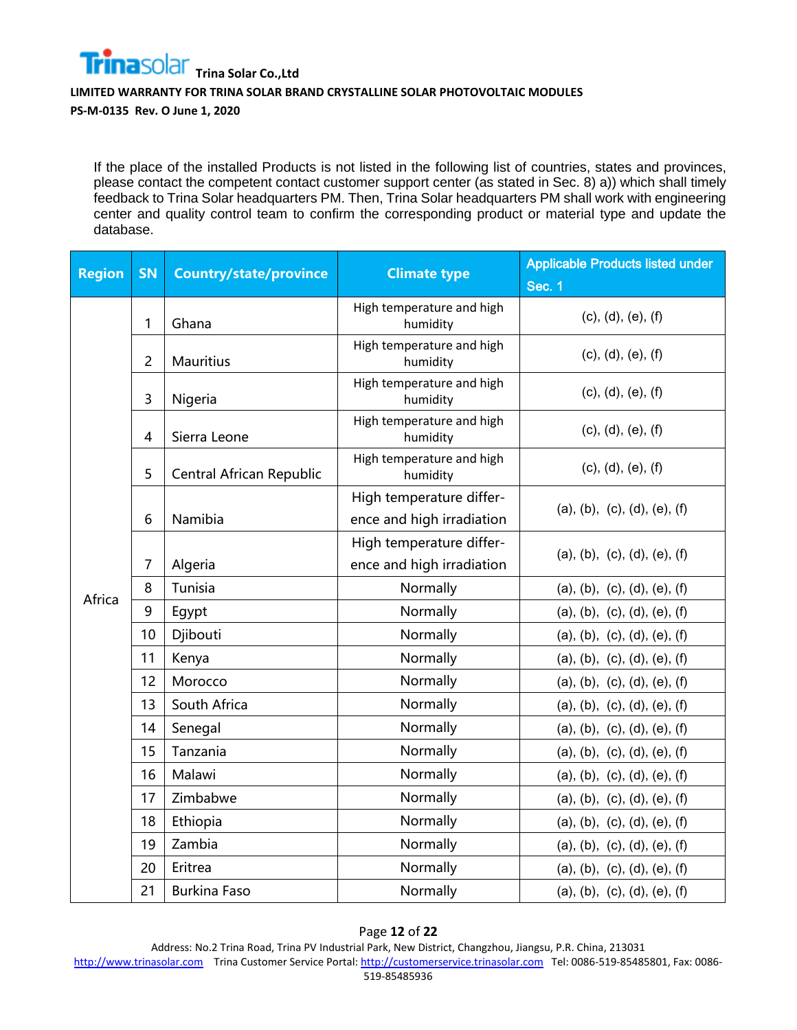If the place of the installed Products is not listed in the following list of countries, states and provinces, please contact the competent contact customer support center (as stated in Sec. 8) a)) which shall timely feedback to Trina Solar headquarters PM. Then, Trina Solar headquarters PM shall work with engineering center and quality control team to confirm the corresponding product or material type and update the database.

| Region | SN | Country/state/province | Climate type | Applicable Products listed under Sec. 1 |
|---|---|---|---|---|
| Africa | 1 | Ghana | High temperature and high humidity | (c), (d), (e), (f) |
| | 2 | Mauritius | High temperature and high humidity | (c), (d), (e), (f) |
| | 3 | Nigeria | High temperature and high humidity | (c), (d), (e), (f) |
| | 4 | Sierra Leone | High temperature and high humidity | (c), (d), (e), (f) |
| | 5 | Central African Republic | High temperature and high humidity | (c), (d), (e), (f) |
| | 6 | Namibia | High temperature difference and high irradiation | (a), (b), (c), (d), (e), (f) |
| | 7 | Algeria | High temperature difference and high irradiation | (a), (b), (c), (d), (e), (f) |
| | 8 | Tunisia | Normally | (a), (b), (c), (d), (e), (f) |
| | 9 | Egypt | Normally | (a), (b), (c), (d), (e), (f) |
| | 10 | Djibouti | Normally | (a), (b), (c), (d), (e), (f) |
| | 11 | Kenya | Normally | (a), (b), (c), (d), (e), (f) |
| | 12 | Morocco | Normally | (a), (b), (c), (d), (e), (f) |
| | 13 | South Africa | Normally | (a), (b), (c), (d), (e), (f) |
| | 14 | Senegal | Normally | (a), (b), (c), (d), (e), (f) |
| | 15 | Tanzania | Normally | (a), (b), (c), (d), (e), (f) |
| | 16 | Malawi | Normally | (a), (b), (c), (d), (e), (f) |
| | 17 | Zimbabwe | Normally | (a), (b), (c), (d), (e), (f) |
| | 18 | Ethiopia | Normally | (a), (b), (c), (d), (e), (f) |
| | 19 | Zambia | Normally | (a), (b), (c), (d), (e), (f) |
| | 20 | Eritrea | Normally | (a), (b), (c), (d), (e), (f) |
| | 21 | Burkina Faso | Normally | (a), (b), (c), (d), (e), (f) |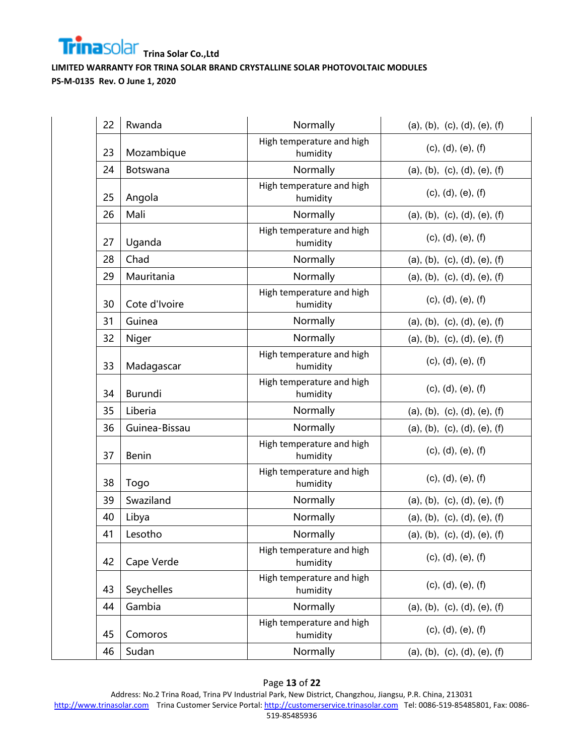| 22 | Rwanda | Normally | (a), (b), (c), (d), (e), (f) |
|---|---|---|---|
| 23 | Mozambique | High temperature and high humidity | (c), (d), (e), (f) |
| 24 | Botswana | Normally | (a), (b), (c), (d), (e), (f) |
| 25 | Angola | High temperature and high humidity | (c), (d), (e), (f) |
| 26 | Mali | Normally | (a), (b), (c), (d), (e), (f) |
| 27 | Uganda | High temperature and high humidity | (c), (d), (e), (f) |
| 28 | Chad | Normally | (a), (b), (c), (d), (e), (f) |
| 29 | Mauritania | Normally | (a), (b), (c), (d), (e), (f) |
| 30 | Cote d'Ivoire | High temperature and high humidity | (c), (d), (e), (f) |
| 31 | Guinea | Normally | (a), (b), (c), (d), (e), (f) |
| 32 | Niger | Normally | (a), (b), (c), (d), (e), (f) |
| 33 | Madagascar | High temperature and high humidity | (c), (d), (e), (f) |
| 34 | Burundi | High temperature and high humidity | (c), (d), (e), (f) |
| 35 | Liberia | Normally | (a), (b), (c), (d), (e), (f) |
| 36 | Guinea-Bissau | Normally | (a), (b), (c), (d), (e), (f) |
| 37 | Benin | High temperature and high humidity | (c), (d), (e), (f) |
| 38 | Togo | High temperature and high humidity | (c), (d), (e), (f) |
| 39 | Swaziland | Normally | (a), (b), (c), (d), (e), (f) |
| 40 | Libya | Normally | (a), (b), (c), (d), (e), (f) |
| 41 | Lesotho | Normally | (a), (b), (c), (d), (e), (f) |
| 42 | Cape Verde | High temperature and high humidity | (c), (d), (e), (f) |
| 43 | Seychelles | High temperature and high humidity | (c), (d), (e), (f) |
| 44 | Gambia | Normally | (a), (b), (c), (d), (e), (f) |
| 45 | Comoros | High temperature and high humidity | (c), (d), (e), (f) |
| 46 | Sudan | Normally | (a), (b), (c), (d), (e), (f) |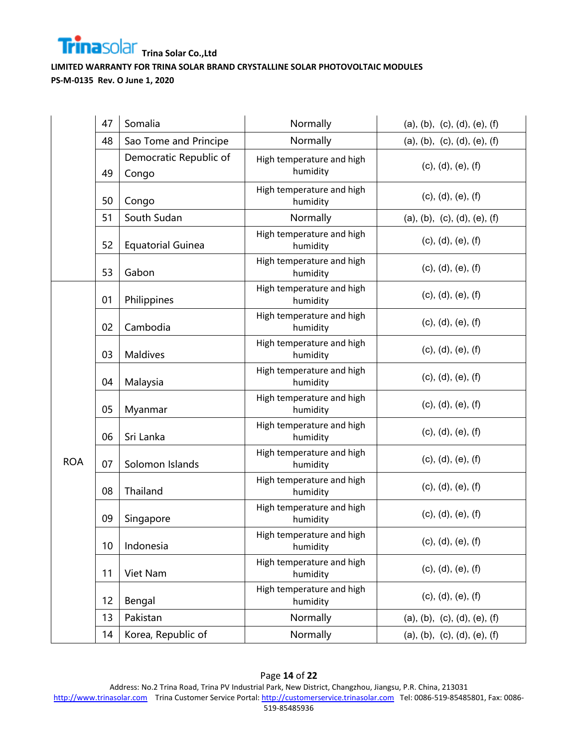| | | | | |
|---|---|---|---|---|
| | 47 | Somalia | Normally | (a), (b), (c), (d), (e), (f) |
| | 48 | Sao Tome and Principe | Normally | (a), (b), (c), (d), (e), (f) |
| | 49 | Democratic Republic of Congo | High temperature and high humidity | (c), (d), (e), (f) |
| | 50 | Congo | High temperature and high humidity | (c), (d), (e), (f) |
| | 51 | South Sudan | Normally | (a), (b), (c), (d), (e), (f) |
| | 52 | Equatorial Guinea | High temperature and high humidity | (c), (d), (e), (f) |
| | 53 | Gabon | High temperature and high humidity | (c), (d), (e), (f) |
| ROA | 01 | Philippines | High temperature and high humidity | (c), (d), (e), (f) |
| | 02 | Cambodia | High temperature and high humidity | (c), (d), (e), (f) |
| | 03 | Maldives | High temperature and high humidity | (c), (d), (e), (f) |
| | 04 | Malaysia | High temperature and high humidity | (c), (d), (e), (f) |
| | 05 | Myanmar | High temperature and high humidity | (c), (d), (e), (f) |
| | 06 | Sri Lanka | High temperature and high humidity | (c), (d), (e), (f) |
| | 07 | Solomon Islands | High temperature and high humidity | (c), (d), (e), (f) |
| | 08 | Thailand | High temperature and high humidity | (c), (d), (e), (f) |
| | 09 | Singapore | High temperature and high humidity | (c), (d), (e), (f) |
| | 10 | Indonesia | High temperature and high humidity | (c), (d), (e), (f) |
| | 11 | Viet Nam | High temperature and high humidity | (c), (d), (e), (f) |
| | 12 | Bengal | High temperature and high humidity | (c), (d), (e), (f) |
| | 13 | Pakistan | Normally | (a), (b), (c), (d), (e), (f) |
| | 14 | Korea, Republic of | Normally | (a), (b), (c), (d), (e), (f) |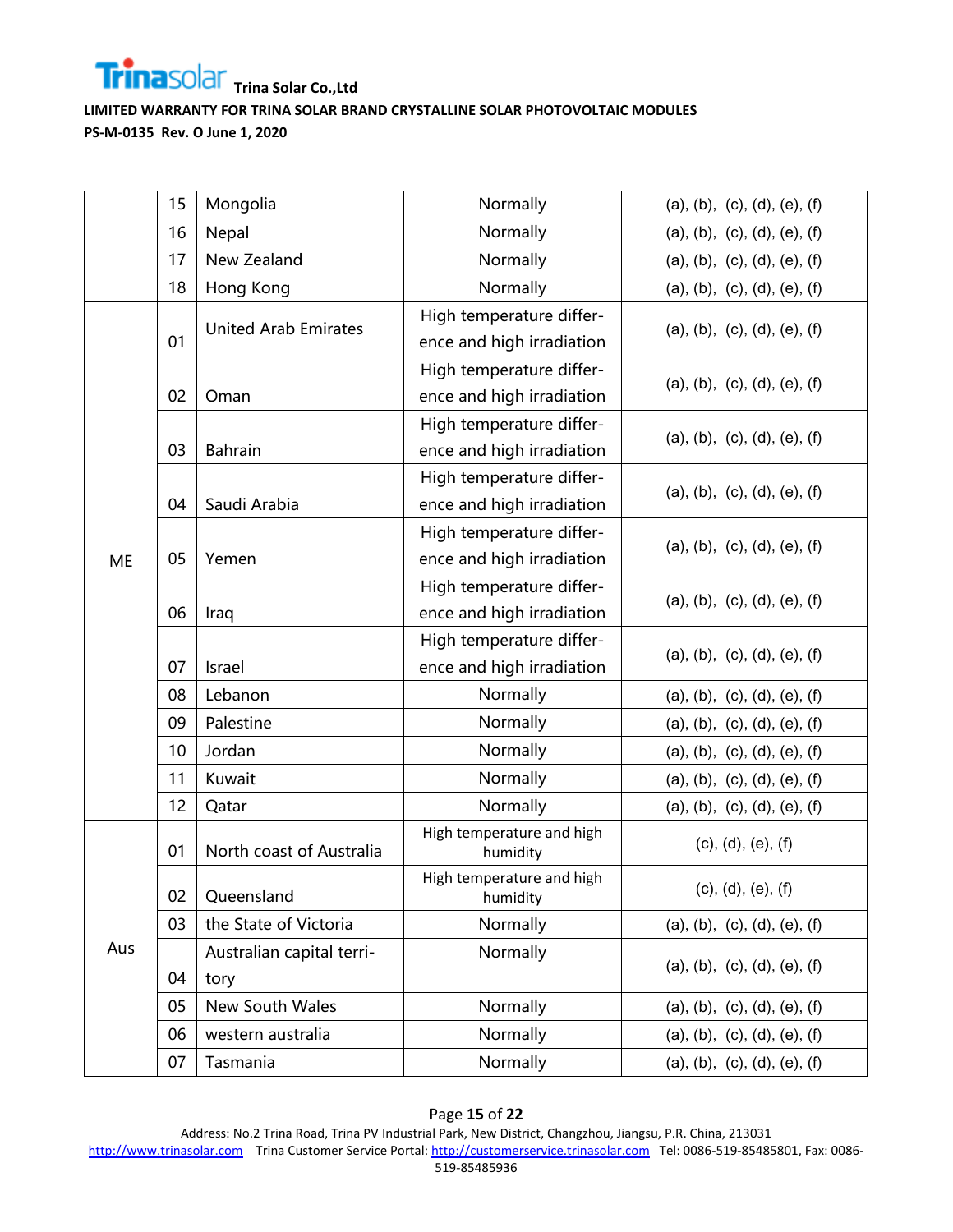| | | | | |
|---|---|---|---|---|
| | 15 | Mongolia | Normally | (a), (b), (c), (d), (e), (f) |
| | 16 | Nepal | Normally | (a), (b), (c), (d), (e), (f) |
| | 17 | New Zealand | Normally | (a), (b), (c), (d), (e), (f) |
| | 18 | Hong Kong | Normally | (a), (b), (c), (d), (e), (f) |
| ME | 01 | United Arab Emirates | High temperature difference and high irradiation | (a), (b), (c), (d), (e), (f) |
| | 02 | Oman | High temperature difference and high irradiation | (a), (b), (c), (d), (e), (f) |
| | 03 | Bahrain | High temperature difference and high irradiation | (a), (b), (c), (d), (e), (f) |
| | 04 | Saudi Arabia | High temperature difference and high irradiation | (a), (b), (c), (d), (e), (f) |
| | 05 | Yemen | High temperature difference and high irradiation | (a), (b), (c), (d), (e), (f) |
| | 06 | Iraq | High temperature difference and high irradiation | (a), (b), (c), (d), (e), (f) |
| | 07 | Israel | High temperature difference and high irradiation | (a), (b), (c), (d), (e), (f) |
| | 08 | Lebanon | Normally | (a), (b), (c), (d), (e), (f) |
| | 09 | Palestine | Normally | (a), (b), (c), (d), (e), (f) |
| | 10 | Jordan | Normally | (a), (b), (c), (d), (e), (f) |
| | 11 | Kuwait | Normally | (a), (b), (c), (d), (e), (f) |
| | 12 | Qatar | Normally | (a), (b), (c), (d), (e), (f) |
| Aus | 01 | North coast of Australia | High temperature and high humidity | (c), (d), (e), (f) |
| | 02 | Queensland | High temperature and high humidity | (c), (d), (e), (f) |
| | 03 | the State of Victoria | Normally | (a), (b), (c), (d), (e), (f) |
| | 04 | Australian capital territory | Normally | (a), (b), (c), (d), (e), (f) |
| | 05 | New South Wales | Normally | (a), (b), (c), (d), (e), (f) |
| | 06 | western australia | Normally | (a), (b), (c), (d), (e), (f) |
| | 07 | Tasmania | Normally | (a), (b), (c), (d), (e), (f) |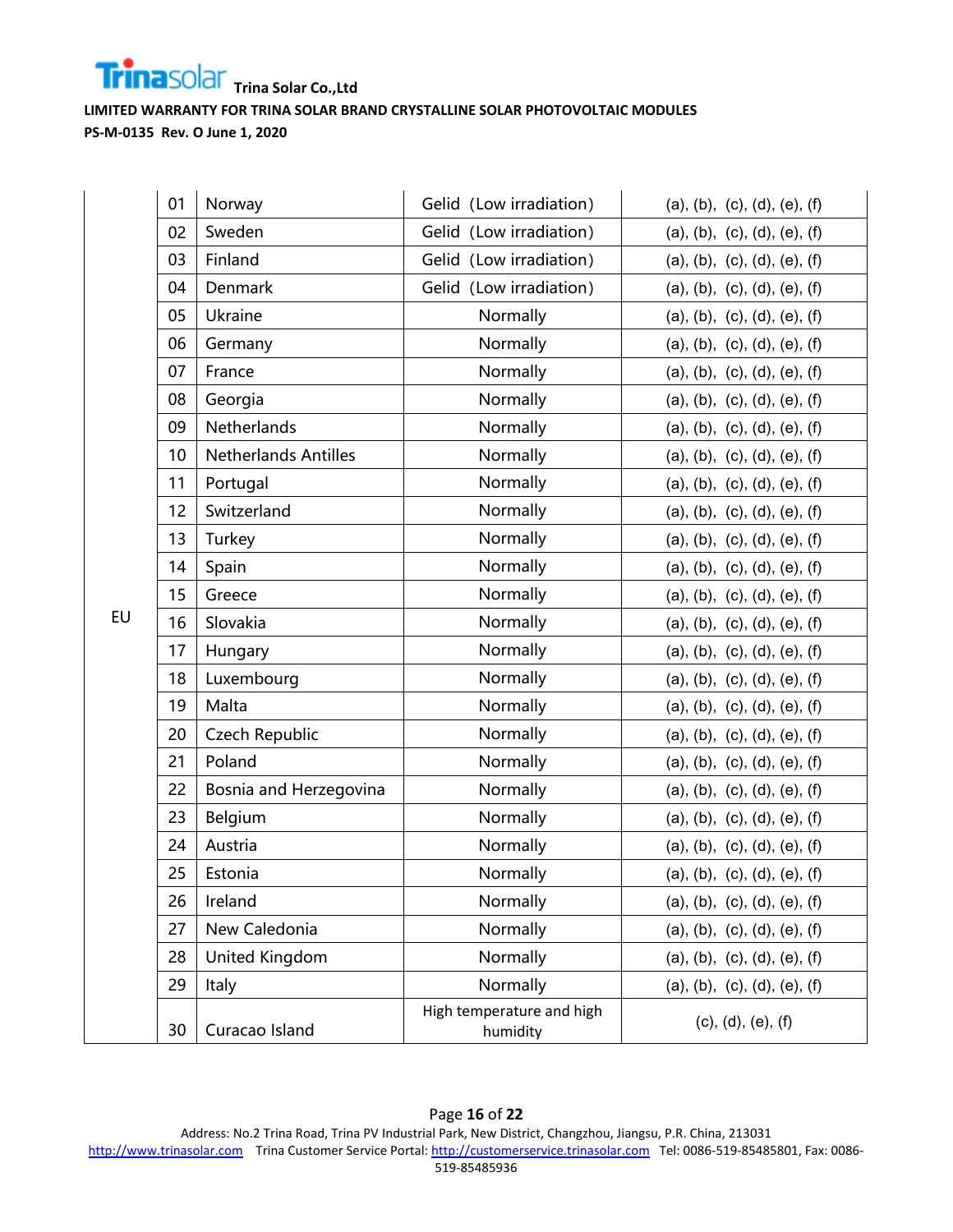| | | | | |
|---|---|---|---|---|
| EU | 01 | Norway | Gelid (Low irradiation) | (a), (b), (c), (d), (e), (f) |
| | 02 | Sweden | Gelid (Low irradiation) | (a), (b), (c), (d), (e), (f) |
| | 03 | Finland | Gelid (Low irradiation) | (a), (b), (c), (d), (e), (f) |
| | 04 | Denmark | Gelid (Low irradiation) | (a), (b), (c), (d), (e), (f) |
| | 05 | Ukraine | Normally | (a), (b), (c), (d), (e), (f) |
| | 06 | Germany | Normally | (a), (b), (c), (d), (e), (f) |
| | 07 | France | Normally | (a), (b), (c), (d), (e), (f) |
| | 08 | Georgia | Normally | (a), (b), (c), (d), (e), (f) |
| | 09 | Netherlands | Normally | (a), (b), (c), (d), (e), (f) |
| | 10 | Netherlands Antilles | Normally | (a), (b), (c), (d), (e), (f) |
| | 11 | Portugal | Normally | (a), (b), (c), (d), (e), (f) |
| | 12 | Switzerland | Normally | (a), (b), (c), (d), (e), (f) |
| | 13 | Turkey | Normally | (a), (b), (c), (d), (e), (f) |
| | 14 | Spain | Normally | (a), (b), (c), (d), (e), (f) |
| | 15 | Greece | Normally | (a), (b), (c), (d), (e), (f) |
| | 16 | Slovakia | Normally | (a), (b), (c), (d), (e), (f) |
| | 17 | Hungary | Normally | (a), (b), (c), (d), (e), (f) |
| | 18 | Luxembourg | Normally | (a), (b), (c), (d), (e), (f) |
| | 19 | Malta | Normally | (a), (b), (c), (d), (e), (f) |
| | 20 | Czech Republic | Normally | (a), (b), (c), (d), (e), (f) |
| | 21 | Poland | Normally | (a), (b), (c), (d), (e), (f) |
| | 22 | Bosnia and Herzegovina | Normally | (a), (b), (c), (d), (e), (f) |
| | 23 | Belgium | Normally | (a), (b), (c), (d), (e), (f) |
| | 24 | Austria | Normally | (a), (b), (c), (d), (e), (f) |
| | 25 | Estonia | Normally | (a), (b), (c), (d), (e), (f) |
| | 26 | Ireland | Normally | (a), (b), (c), (d), (e), (f) |
| | 27 | New Caledonia | Normally | (a), (b), (c), (d), (e), (f) |
| | 28 | United Kingdom | Normally | (a), (b), (c), (d), (e), (f) |
| | 29 | Italy | Normally | (a), (b), (c), (d), (e), (f) |
| | 30 | Curacao Island | High temperature and high humidity | (c), (d), (e), (f) |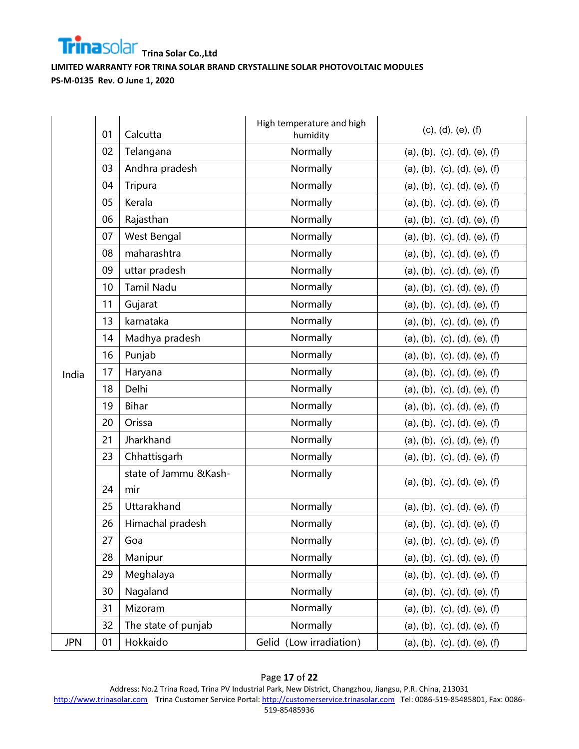| | | | | |
|---|---|---|---|---|
| India | 01 | Calcutta | High temperature and high humidity | (c), (d), (e), (f) |
| | 02 | Telangana | Normally | (a), (b), (c), (d), (e), (f) |
| | 03 | Andhra pradesh | Normally | (a), (b), (c), (d), (e), (f) |
| | 04 | Tripura | Normally | (a), (b), (c), (d), (e), (f) |
| | 05 | Kerala | Normally | (a), (b), (c), (d), (e), (f) |
| | 06 | Rajasthan | Normally | (a), (b), (c), (d), (e), (f) |
| | 07 | West Bengal | Normally | (a), (b), (c), (d), (e), (f) |
| | 08 | maharashtra | Normally | (a), (b), (c), (d), (e), (f) |
| | 09 | uttar pradesh | Normally | (a), (b), (c), (d), (e), (f) |
| | 10 | Tamil Nadu | Normally | (a), (b), (c), (d), (e), (f) |
| | 11 | Gujarat | Normally | (a), (b), (c), (d), (e), (f) |
| | 13 | karnataka | Normally | (a), (b), (c), (d), (e), (f) |
| | 14 | Madhya pradesh | Normally | (a), (b), (c), (d), (e), (f) |
| | 16 | Punjab | Normally | (a), (b), (c), (d), (e), (f) |
| | 17 | Haryana | Normally | (a), (b), (c), (d), (e), (f) |
| | 18 | Delhi | Normally | (a), (b), (c), (d), (e), (f) |
| | 19 | Bihar | Normally | (a), (b), (c), (d), (e), (f) |
| | 20 | Orissa | Normally | (a), (b), (c), (d), (e), (f) |
| | 21 | Jharkhand | Normally | (a), (b), (c), (d), (e), (f) |
| | 23 | Chhattisgarh | Normally | (a), (b), (c), (d), (e), (f) |
| | 24 | state of Jammu &Kashmir | Normally | (a), (b), (c), (d), (e), (f) |
| | 25 | Uttarakhand | Normally | (a), (b), (c), (d), (e), (f) |
| | 26 | Himachal pradesh | Normally | (a), (b), (c), (d), (e), (f) |
| | 27 | Goa | Normally | (a), (b), (c), (d), (e), (f) |
| | 28 | Manipur | Normally | (a), (b), (c), (d), (e), (f) |
| | 29 | Meghalaya | Normally | (a), (b), (c), (d), (e), (f) |
| | 30 | Nagaland | Normally | (a), (b), (c), (d), (e), (f) |
| | 31 | Mizoram | Normally | (a), (b), (c), (d), (e), (f) |
| | 32 | The state of punjab | Normally | (a), (b), (c), (d), (e), (f) |
| JPN | 01 | Hokkaido | Gelid (Low irradiation) | (a), (b), (c), (d), (e), (f) |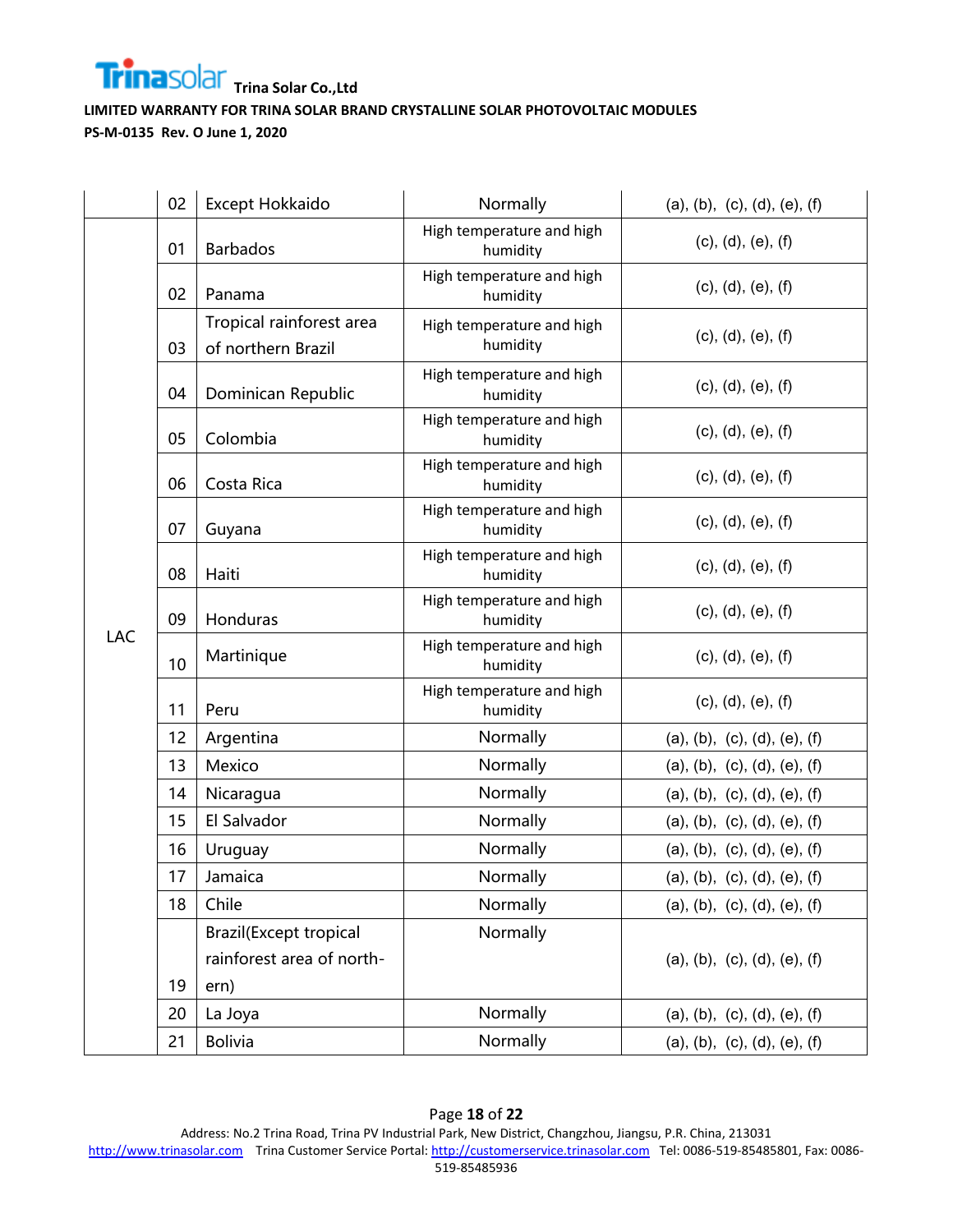|  |  |  |  |  |
|---|---|---|---|---|
|  | 02 | Except Hokkaido | Normally | (a), (b), (c), (d), (e), (f) |
| LAC | 01 | Barbados | High temperature and high humidity | (c), (d), (e), (f) |
|  | 02 | Panama | High temperature and high humidity | (c), (d), (e), (f) |
|  | 03 | Tropical rainforest area of northern Brazil | High temperature and high humidity | (c), (d), (e), (f) |
|  | 04 | Dominican Republic | High temperature and high humidity | (c), (d), (e), (f) |
|  | 05 | Colombia | High temperature and high humidity | (c), (d), (e), (f) |
|  | 06 | Costa Rica | High temperature and high humidity | (c), (d), (e), (f) |
|  | 07 | Guyana | High temperature and high humidity | (c), (d), (e), (f) |
|  | 08 | Haiti | High temperature and high humidity | (c), (d), (e), (f) |
|  | 09 | Honduras | High temperature and high humidity | (c), (d), (e), (f) |
|  | 10 | Martinique | High temperature and high humidity | (c), (d), (e), (f) |
|  | 11 | Peru | High temperature and high humidity | (c), (d), (e), (f) |
|  | 12 | Argentina | Normally | (a), (b), (c), (d), (e), (f) |
|  | 13 | Mexico | Normally | (a), (b), (c), (d), (e), (f) |
|  | 14 | Nicaragua | Normally | (a), (b), (c), (d), (e), (f) |
|  | 15 | El Salvador | Normally | (a), (b), (c), (d), (e), (f) |
|  | 16 | Uruguay | Normally | (a), (b), (c), (d), (e), (f) |
|  | 17 | Jamaica | Normally | (a), (b), (c), (d), (e), (f) |
|  | 18 | Chile | Normally | (a), (b), (c), (d), (e), (f) |
|  | 19 | Brazil(Except tropical rainforest area of north-ern) | Normally | (a), (b), (c), (d), (e), (f) |
|  | 20 | La Joya | Normally | (a), (b), (c), (d), (e), (f) |
|  | 21 | Bolivia | Normally | (a), (b), (c), (d), (e), (f) |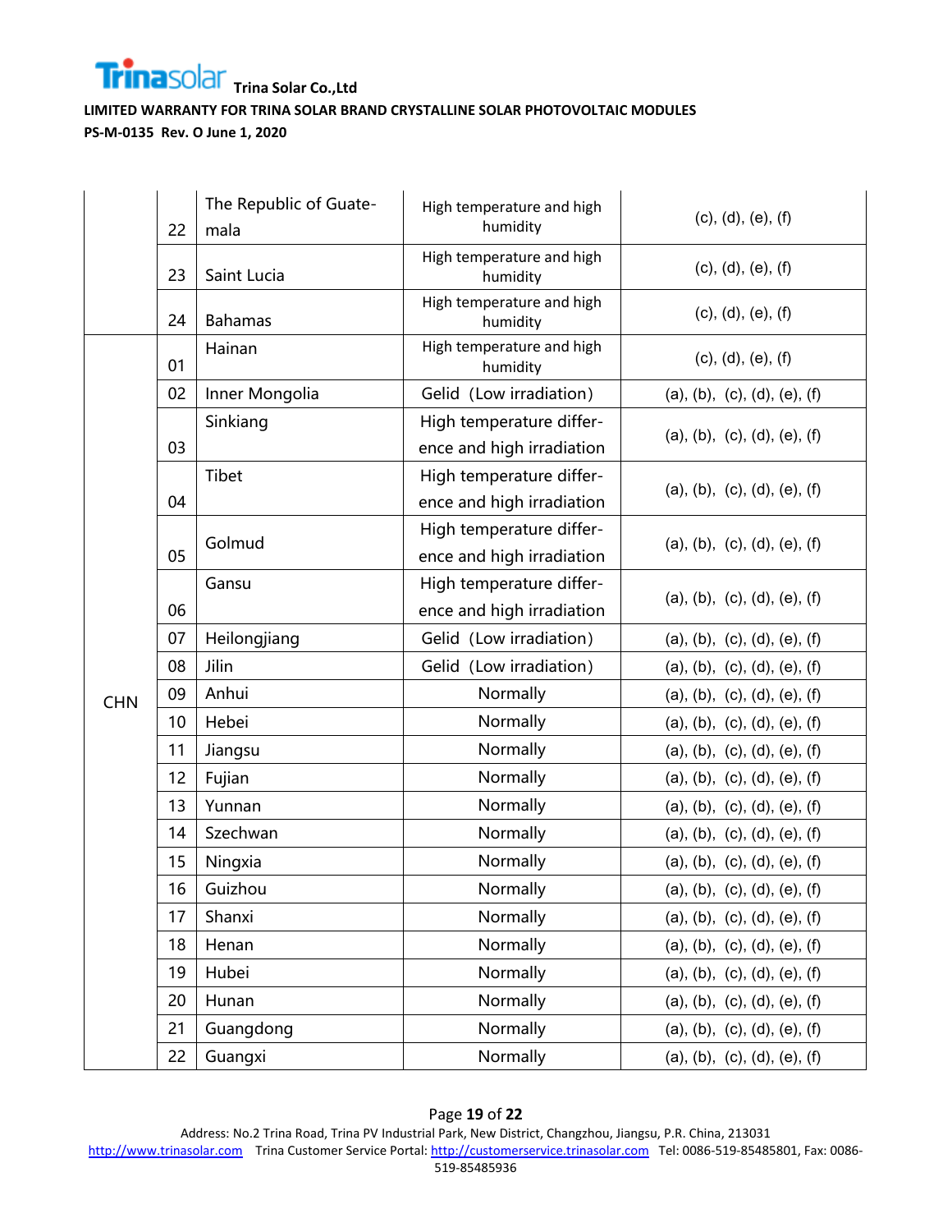| | | | | |
|---|---|---|---|---|
| | 22 | The Republic of Guatemala | High temperature and high humidity | (c), (d), (e), (f) |
| | 23 | Saint Lucia | High temperature and high humidity | (c), (d), (e), (f) |
| | 24 | Bahamas | High temperature and high humidity | (c), (d), (e), (f) |
| CHN | 01 | Hainan | High temperature and high humidity | (c), (d), (e), (f) |
| | 02 | Inner Mongolia | Gelid (Low irradiation) | (a), (b), (c), (d), (e), (f) |
| | 03 | Sinkiang | High temperature difference and high irradiation | (a), (b), (c), (d), (e), (f) |
| | 04 | Tibet | High temperature difference and high irradiation | (a), (b), (c), (d), (e), (f) |
| | 05 | Golmud | High temperature difference and high irradiation | (a), (b), (c), (d), (e), (f) |
| | 06 | Gansu | High temperature difference and high irradiation | (a), (b), (c), (d), (e), (f) |
| | 07 | Heilongjiang | Gelid (Low irradiation) | (a), (b), (c), (d), (e), (f) |
| | 08 | Jilin | Gelid (Low irradiation) | (a), (b), (c), (d), (e), (f) |
| | 09 | Anhui | Normally | (a), (b), (c), (d), (e), (f) |
| | 10 | Hebei | Normally | (a), (b), (c), (d), (e), (f) |
| | 11 | Jiangsu | Normally | (a), (b), (c), (d), (e), (f) |
| | 12 | Fujian | Normally | (a), (b), (c), (d), (e), (f) |
| | 13 | Yunnan | Normally | (a), (b), (c), (d), (e), (f) |
| | 14 | Szechwan | Normally | (a), (b), (c), (d), (e), (f) |
| | 15 | Ningxia | Normally | (a), (b), (c), (d), (e), (f) |
| | 16 | Guizhou | Normally | (a), (b), (c), (d), (e), (f) |
| | 17 | Shanxi | Normally | (a), (b), (c), (d), (e), (f) |
| | 18 | Henan | Normally | (a), (b), (c), (d), (e), (f) |
| | 19 | Hubei | Normally | (a), (b), (c), (d), (e), (f) |
| | 20 | Hunan | Normally | (a), (b), (c), (d), (e), (f) |
| | 21 | Guangdong | Normally | (a), (b), (c), (d), (e), (f) |
| | 22 | Guangxi | Normally | (a), (b), (c), (d), (e), (f) |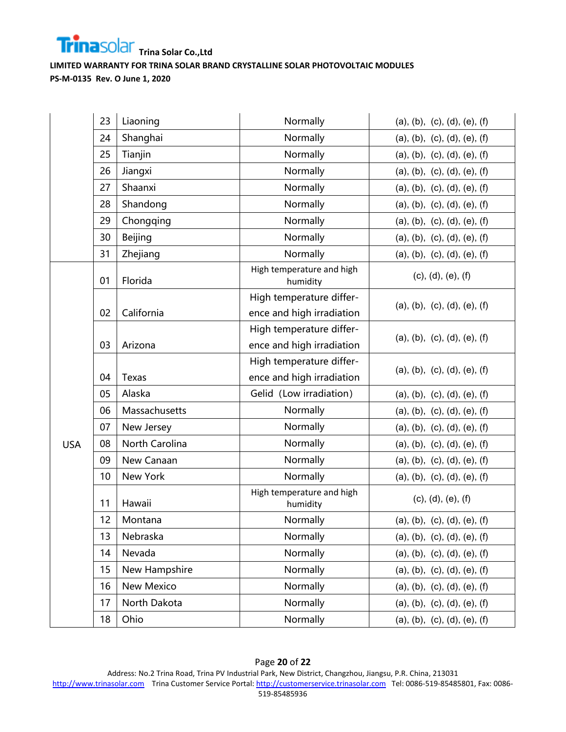| | | | | |
|---|---|---|---|---|
| | 23 | Liaoning | Normally | (a), (b), (c), (d), (e), (f) |
| | 24 | Shanghai | Normally | (a), (b), (c), (d), (e), (f) |
| | 25 | Tianjin | Normally | (a), (b), (c), (d), (e), (f) |
| | 26 | Jiangxi | Normally | (a), (b), (c), (d), (e), (f) |
| | 27 | Shaanxi | Normally | (a), (b), (c), (d), (e), (f) |
| | 28 | Shandong | Normally | (a), (b), (c), (d), (e), (f) |
| | 29 | Chongqing | Normally | (a), (b), (c), (d), (e), (f) |
| | 30 | Beijing | Normally | (a), (b), (c), (d), (e), (f) |
| | 31 | Zhejiang | Normally | (a), (b), (c), (d), (e), (f) |
| USA | 01 | Florida | High temperature and high humidity | (c), (d), (e), (f) |
| | 02 | California | High temperature difference and high irradiation | (a), (b), (c), (d), (e), (f) |
| | 03 | Arizona | High temperature difference and high irradiation | (a), (b), (c), (d), (e), (f) |
| | 04 | Texas | High temperature difference and high irradiation | (a), (b), (c), (d), (e), (f) |
| | 05 | Alaska | Gelid (Low irradiation) | (a), (b), (c), (d), (e), (f) |
| | 06 | Massachusetts | Normally | (a), (b), (c), (d), (e), (f) |
| | 07 | New Jersey | Normally | (a), (b), (c), (d), (e), (f) |
| | 08 | North Carolina | Normally | (a), (b), (c), (d), (e), (f) |
| | 09 | New Canaan | Normally | (a), (b), (c), (d), (e), (f) |
| | 10 | New York | Normally | (a), (b), (c), (d), (e), (f) |
| | 11 | Hawaii | High temperature and high humidity | (c), (d), (e), (f) |
| | 12 | Montana | Normally | (a), (b), (c), (d), (e), (f) |
| | 13 | Nebraska | Normally | (a), (b), (c), (d), (e), (f) |
| | 14 | Nevada | Normally | (a), (b), (c), (d), (e), (f) |
| | 15 | New Hampshire | Normally | (a), (b), (c), (d), (e), (f) |
| | 16 | New Mexico | Normally | (a), (b), (c), (d), (e), (f) |
| | 17 | North Dakota | Normally | (a), (b), (c), (d), (e), (f) |
| | 18 | Ohio | Normally | (a), (b), (c), (d), (e), (f) |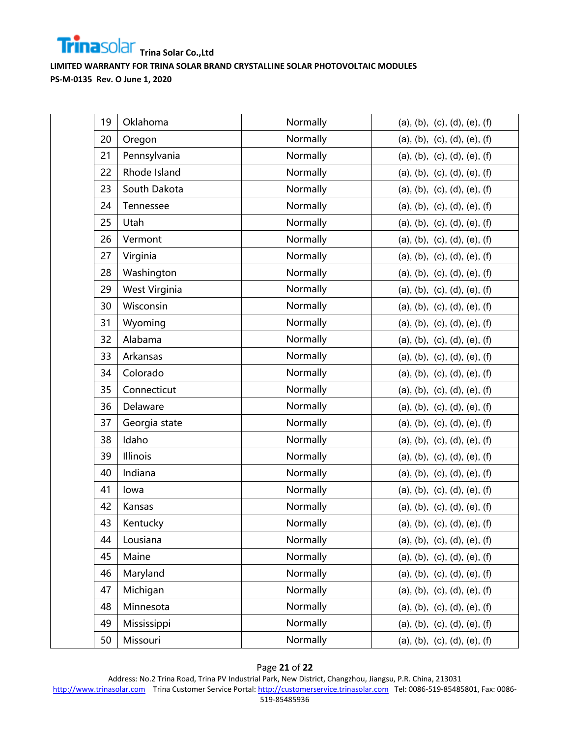| | | | | |
|---|---|---|---|---|
| | 19 | Oklahoma | Normally | (a), (b), (c), (d), (e), (f) |
| | 20 | Oregon | Normally | (a), (b), (c), (d), (e), (f) |
| | 21 | Pennsylvania | Normally | (a), (b), (c), (d), (e), (f) |
| | 22 | Rhode Island | Normally | (a), (b), (c), (d), (e), (f) |
| | 23 | South Dakota | Normally | (a), (b), (c), (d), (e), (f) |
| | 24 | Tennessee | Normally | (a), (b), (c), (d), (e), (f) |
| | 25 | Utah | Normally | (a), (b), (c), (d), (e), (f) |
| | 26 | Vermont | Normally | (a), (b), (c), (d), (e), (f) |
| | 27 | Virginia | Normally | (a), (b), (c), (d), (e), (f) |
| | 28 | Washington | Normally | (a), (b), (c), (d), (e), (f) |
| | 29 | West Virginia | Normally | (a), (b), (c), (d), (e), (f) |
| | 30 | Wisconsin | Normally | (a), (b), (c), (d), (e), (f) |
| | 31 | Wyoming | Normally | (a), (b), (c), (d), (e), (f) |
| | 32 | Alabama | Normally | (a), (b), (c), (d), (e), (f) |
| | 33 | Arkansas | Normally | (a), (b), (c), (d), (e), (f) |
| | 34 | Colorado | Normally | (a), (b), (c), (d), (e), (f) |
| | 35 | Connecticut | Normally | (a), (b), (c), (d), (e), (f) |
| | 36 | Delaware | Normally | (a), (b), (c), (d), (e), (f) |
| | 37 | Georgia state | Normally | (a), (b), (c), (d), (e), (f) |
| | 38 | Idaho | Normally | (a), (b), (c), (d), (e), (f) |
| | 39 | Illinois | Normally | (a), (b), (c), (d), (e), (f) |
| | 40 | Indiana | Normally | (a), (b), (c), (d), (e), (f) |
| | 41 | Iowa | Normally | (a), (b), (c), (d), (e), (f) |
| | 42 | Kansas | Normally | (a), (b), (c), (d), (e), (f) |
| | 43 | Kentucky | Normally | (a), (b), (c), (d), (e), (f) |
| | 44 | Lousiana | Normally | (a), (b), (c), (d), (e), (f) |
| | 45 | Maine | Normally | (a), (b), (c), (d), (e), (f) |
| | 46 | Maryland | Normally | (a), (b), (c), (d), (e), (f) |
| | 47 | Michigan | Normally | (a), (b), (c), (d), (e), (f) |
| | 48 | Minnesota | Normally | (a), (b), (c), (d), (e), (f) |
| | 49 | Mississippi | Normally | (a), (b), (c), (d), (e), (f) |
| | 50 | Missouri | Normally | (a), (b), (c), (d), (e), (f) |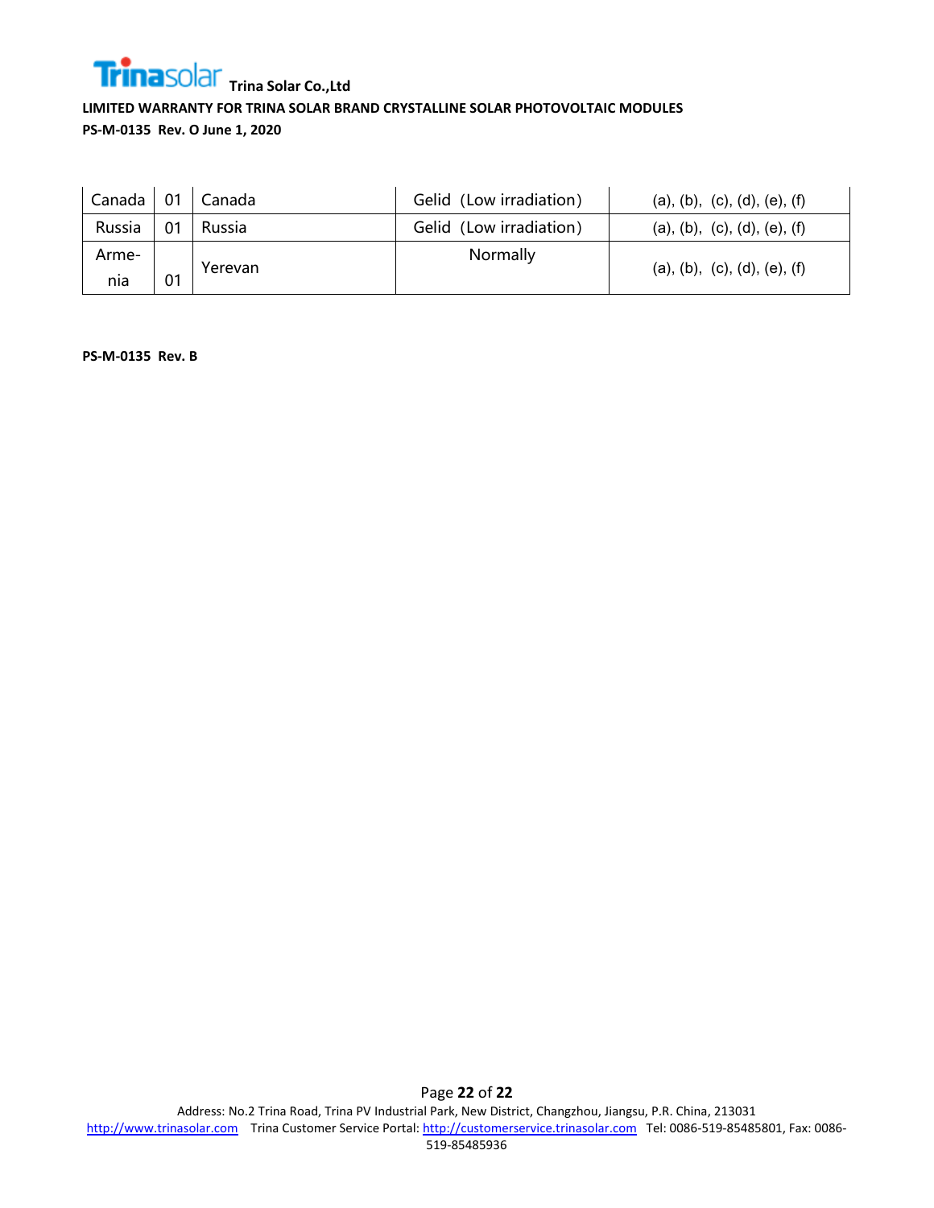| | | | | |
|---|---|---|---|---|
| Canada | 01 | Canada | Gelid (Low irradiation) | (a), (b), (c), (d), (e), (f) |
| Russia | 01 | Russia | Gelid (Low irradiation) | (a), (b), (c), (d), (e), (f) |
| Armenia | 01 | Yerevan | Normally | (a), (b), (c), (d), (e), (f) |

**PS-M-0135 Rev. B**